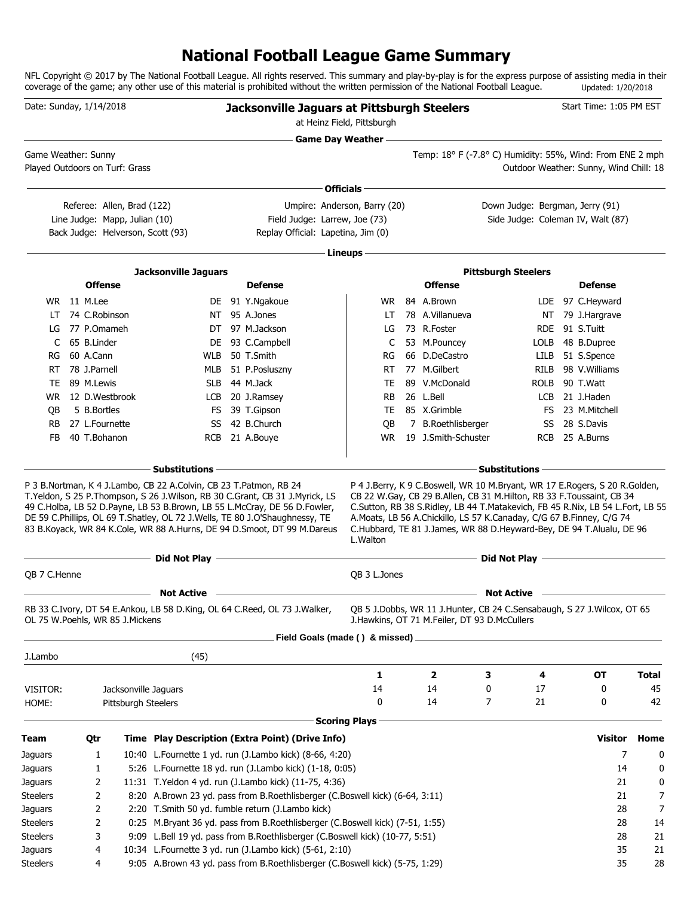# National Football League Game Summary

NFL Copyright © 2017 by The National Football League. All rights reserved. This summary and play-by-play is for the express purpose of assisting media in their coverage of the game; any other use of this material is prohibited without the written permission of the National Football League. Updated: 1/20/2018

Date: Sunday, 1/14/2018

## Jacksonville Jaguars at Pittsburgh Steelers

at Heinz Field, Pittsburgh

Start Time: 1:05 PM EST

### Game Day Weather

Game Weather: Sunny

Played Outdoors on Turf: Grass

Temp: 18° F (-7.8° C) Humidity: 55%, Wind: From ENE 2 mph

Outdoor Weather: Sunny, Wind Chill: 18

### Officials

Referee: Allen, Brad (122)
Umpire: Anderson, Barry (20)
Down Judge: Bergman, Jerry (91)
Line Judge: Mapp, Julian (10)
Field Judge: Larrew, Joe (73)
Side Judge: Coleman IV, Walt (87)
Back Judge: Helverson, Scott (93)
Replay Official: Lapetina, Jim (0)

### Lineups

**Jacksonville Jaguars**

| Offense | | | Defense | | |
|---|---|---|---|---|---|
| WR | 11 | M.Lee | DE | 91 | Y.Ngakoue |
| LT | 74 | C.Robinson | NT | 95 | A.Jones |
| LG | 77 | P.Omameh | DT | 97 | M.Jackson |
| C | 65 | B.Linder | DE | 93 | C.Campbell |
| RG | 60 | A.Cann | WLB | 50 | T.Smith |
| RT | 78 | J.Parnell | MLB | 51 | P.Posluszny |
| TE | 89 | M.Lewis | SLB | 44 | M.Jack |
| WR | 12 | D.Westbrook | LCB | 20 | J.Ramsey |
| QB | 5 | B.Bortles | FS | 39 | T.Gipson |
| RB | 27 | L.Fournette | SS | 42 | B.Church |
| FB | 40 | T.Bohanon | RCB | 21 | A.Bouye |

**Pittsburgh Steelers**

| Offense | | | Defense | | |
|---|---|---|---|---|---|
| WR | 84 | A.Brown | LDE | 97 | C.Heyward |
| LT | 78 | A.Villanueva | NT | 79 | J.Hargrave |
| LG | 73 | R.Foster | RDE | 91 | S.Tuitt |
| C | 53 | M.Pouncey | LOLB | 48 | B.Dupree |
| RG | 66 | D.DeCastro | LILB | 51 | S.Spence |
| RT | 77 | M.Gilbert | RILB | 98 | V.Williams |
| TE | 89 | V.McDonald | ROLB | 90 | T.Watt |
| RB | 26 | L.Bell | LCB | 21 | J.Haden |
| TE | 85 | X.Grimble | FS | 23 | M.Mitchell |
| QB | 7 | B.Roethlisberger | SS | 28 | S.Davis |
| WR | 19 | J.Smith-Schuster | RCB | 25 | A.Burns |

### Substitutions

**Jacksonville Jaguars:** P 3 B.Nortman, K 4 J.Lambo, CB 22 A.Colvin, CB 23 T.Patmon, RB 24 T.Yeldon, S 25 P.Thompson, S 26 J.Wilson, RB 30 C.Grant, CB 31 J.Myrick, LS 49 C.Holba, LB 52 D.Payne, LB 53 B.Brown, LB 55 L.McCray, DE 56 D.Fowler, DE 59 C.Phillips, OL 69 T.Shatley, OL 72 J.Wells, TE 80 J.O'Shaughnessy, TE 83 B.Koyack, WR 84 K.Cole, WR 88 A.Hurns, DE 94 D.Smoot, DT 99 M.Dareus

**Pittsburgh Steelers:** P 4 J.Berry, K 9 C.Boswell, WR 10 M.Bryant, WR 17 E.Rogers, S 20 R.Golden, CB 22 W.Gay, CB 29 B.Allen, CB 31 M.Hilton, RB 33 F.Toussaint, CB 34 C.Sutton, RB 38 S.Ridley, LB 44 T.Matakevich, FB 45 R.Nix, LB 54 L.Fort, LB 55 A.Moats, LB 56 A.Chickillo, LS 57 K.Canaday, C/G 67 B.Finney, C/G 74 C.Hubbard, TE 81 J.James, WR 88 D.Heyward-Bey, DE 94 T.Alualu, DE 96 L.Walton

### Did Not Play

**Jacksonville Jaguars:** QB 7 C.Henne

**Pittsburgh Steelers:** QB 3 L.Jones

### Not Active

**Jacksonville Jaguars:** RB 33 C.Ivory, DT 54 E.Ankou, LB 58 D.King, OL 64 C.Reed, OL 73 J.Walker, OL 75 W.Poehls, WR 85 J.Mickens

**Pittsburgh Steelers:** QB 5 J.Dobbs, WR 11 J.Hunter, CB 24 C.Sensabaugh, S 27 J.Wilcox, OT 65 J.Hawkins, OT 71 M.Feiler, DT 93 D.McCullers

### Field Goals (made ( ) & missed)

J.Lambo (45)

| | | 1 | 2 | 3 | 4 | OT | Total |
|---|---|---|---|---|---|---|---|
| VISITOR: | Jacksonville Jaguars | 14 | 14 | 0 | 17 | 0 | 45 |
| HOME: | Pittsburgh Steelers | 0 | 14 | 7 | 21 | 0 | 42 |

### Scoring Plays

| Team | Qtr | Time | Play Description (Extra Point) (Drive Info) | Visitor | Home |
|---|---|---|---|---|---|
| Jaguars | 1 | 10:40 | L.Fournette 1 yd. run (J.Lambo kick) (8-66, 4:20) | 7 | 0 |
| Jaguars | 1 | 5:26 | L.Fournette 18 yd. run (J.Lambo kick) (1-18, 0:05) | 14 | 0 |
| Jaguars | 2 | 11:31 | T.Yeldon 4 yd. run (J.Lambo kick) (11-75, 4:36) | 21 | 0 |
| Steelers | 2 | 8:20 | A.Brown 23 yd. pass from B.Roethlisberger (C.Boswell kick) (6-64, 3:11) | 21 | 7 |
| Jaguars | 2 | 2:20 | T.Smith 50 yd. fumble return (J.Lambo kick) | 28 | 7 |
| Steelers | 2 | 0:25 | M.Bryant 36 yd. pass from B.Roethlisberger (C.Boswell kick) (7-51, 1:55) | 28 | 14 |
| Steelers | 3 | 9:09 | L.Bell 19 yd. pass from B.Roethlisberger (C.Boswell kick) (10-77, 5:51) | 28 | 21 |
| Jaguars | 4 | 10:34 | L.Fournette 3 yd. run (J.Lambo kick) (5-61, 2:10) | 35 | 21 |
| Steelers | 4 | 9:05 | A.Brown 43 yd. pass from B.Roethlisberger (C.Boswell kick) (5-75, 1:29) | 35 | 28 |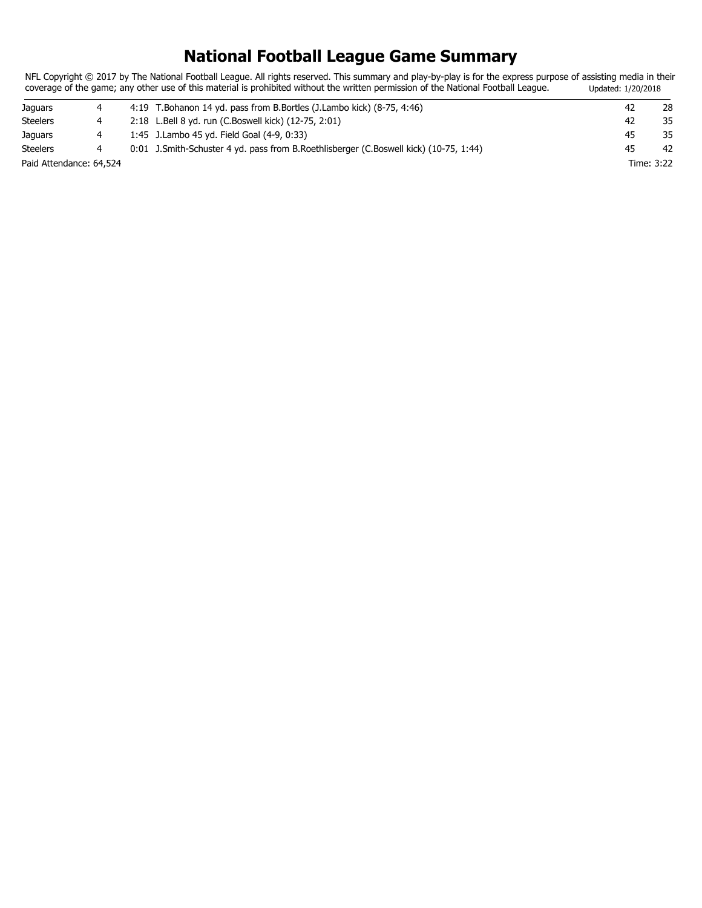# National Football League Game Summary

NFL Copyright © 2017 by The National Football League. All rights reserved. This summary and play-by-play is for the express purpose of assisting media in their coverage of the game; any other use of this material is prohibited without the written permission of the National Football League. Updated: 1/20/2018

| | | | | |
|---|---|---|---|---|
| Jaguars | 4 | 4:19 T.Bohanon 14 yd. pass from B.Bortles (J.Lambo kick) (8-75, 4:46) | 42 | 28 |
| Steelers | 4 | 2:18 L.Bell 8 yd. run (C.Boswell kick) (12-75, 2:01) | 42 | 35 |
| Jaguars | 4 | 1:45 J.Lambo 45 yd. Field Goal (4-9, 0:33) | 45 | 35 |
| Steelers | 4 | 0:01 J.Smith-Schuster 4 yd. pass from B.Roethlisberger (C.Boswell kick) (10-75, 1:44) | 45 | 42 |

Paid Attendance: 64,524 Time: 3:22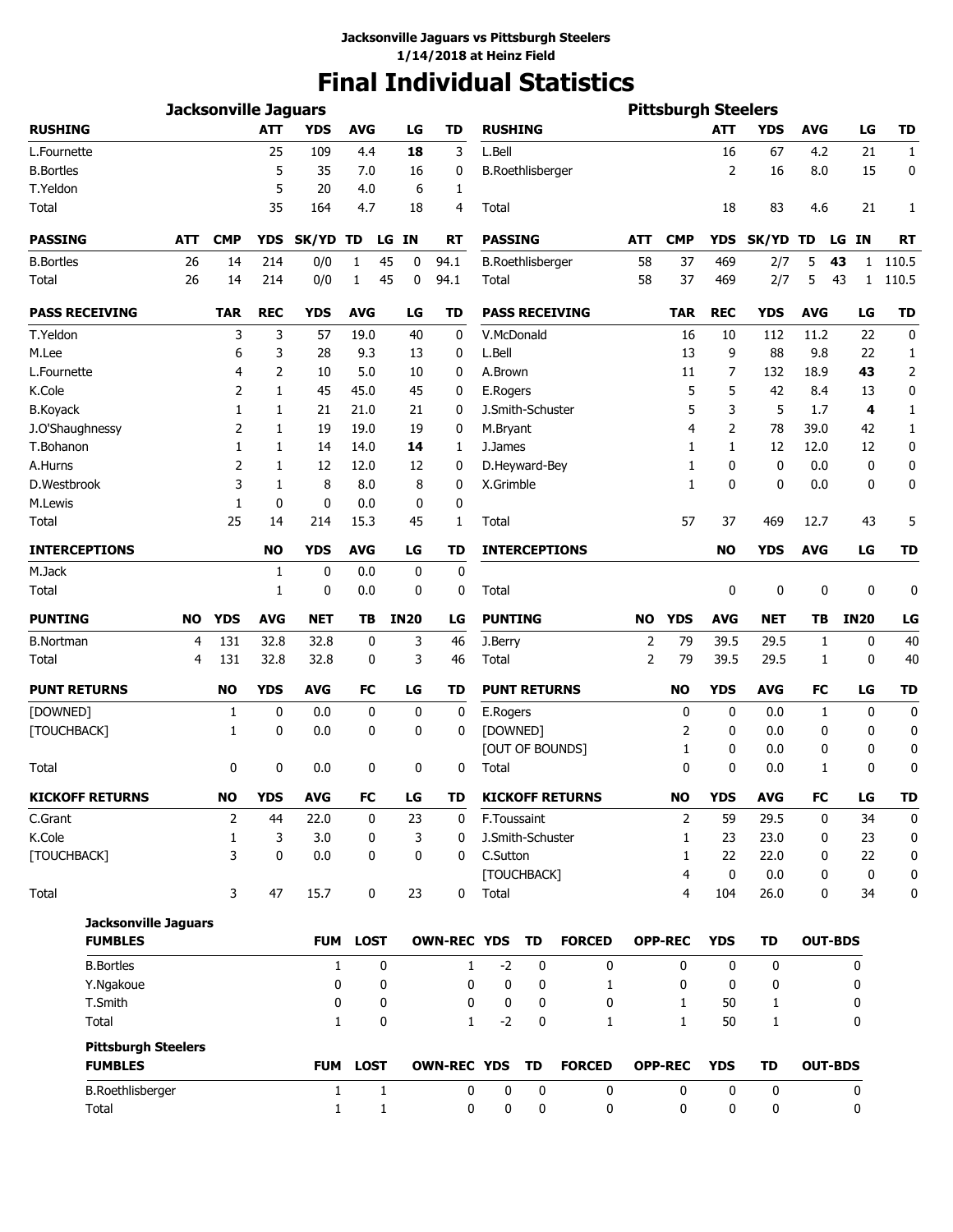**Jacksonville Jaguars vs Pittsburgh Steelers**
**1/14/2018 at Heinz Field**

# Final Individual Statistics

## Jacksonville Jaguars

| RUSHING | ATT | YDS | AVG | LG | TD |
|---|---|---|---|---|---|
| L.Fournette | 25 | 109 | 4.4 | **18** | 3 |
| B.Bortles | 5 | 35 | 7.0 | 16 | 0 |
| T.Yeldon | 5 | 20 | 4.0 | 6 | 1 |
| Total | 35 | 164 | 4.7 | 18 | 4 |

| PASSING | ATT | CMP | YDS | SK/YD | TD | LG | IN | RT |
|---|---|---|---|---|---|---|---|---|
| B.Bortles | 26 | 14 | 214 | 0/0 | 1 | 45 | 0 | 94.1 |
| Total | 26 | 14 | 214 | 0/0 | 1 | 45 | 0 | 94.1 |

| PASS RECEIVING | TAR | REC | YDS | AVG | LG | TD |
|---|---|---|---|---|---|---|
| T.Yeldon | 3 | 3 | 57 | 19.0 | 40 | 0 |
| M.Lee | 6 | 3 | 28 | 9.3 | 13 | 0 |
| L.Fournette | 4 | 2 | 10 | 5.0 | 10 | 0 |
| K.Cole | 2 | 1 | 45 | 45.0 | 45 | 0 |
| B.Koyack | 1 | 1 | 21 | 21.0 | 21 | 0 |
| J.O'Shaughnessy | 2 | 1 | 19 | 19.0 | 19 | 0 |
| T.Bohanon | 1 | 1 | 14 | 14.0 | **14** | 1 |
| A.Hurns | 2 | 1 | 12 | 12.0 | 12 | 0 |
| D.Westbrook | 3 | 1 | 8 | 8.0 | 8 | 0 |
| M.Lewis | 1 | 0 | 0 | 0.0 | 0 | 0 |
| Total | 25 | 14 | 214 | 15.3 | 45 | 1 |

| INTERCEPTIONS | NO | YDS | AVG | LG | TD |
|---|---|---|---|---|---|
| M.Jack | 1 | 0 | 0.0 | 0 | 0 |
| Total | 1 | 0 | 0.0 | 0 | 0 |

| PUNTING | NO | YDS | AVG | NET | TB | IN20 | LG |
|---|---|---|---|---|---|---|---|
| B.Nortman | 4 | 131 | 32.8 | 32.8 | 0 | 3 | 46 |
| Total | 4 | 131 | 32.8 | 32.8 | 0 | 3 | 46 |

| PUNT RETURNS | NO | YDS | AVG | FC | LG | TD |
|---|---|---|---|---|---|---|
| [DOWNED] | 1 | 0 | 0.0 | 0 | 0 | 0 |
| [TOUCHBACK] | 1 | 0 | 0.0 | 0 | 0 | 0 |
| Total | 0 | 0 | 0.0 | 0 | 0 | 0 |

| KICKOFF RETURNS | NO | YDS | AVG | FC | LG | TD |
|---|---|---|---|---|---|---|
| C.Grant | 2 | 44 | 22.0 | 0 | 23 | 0 |
| K.Cole | 1 | 3 | 3.0 | 0 | 3 | 0 |
| [TOUCHBACK] | 3 | 0 | 0.0 | 0 | 0 | 0 |
| Total | 3 | 47 | 15.7 | 0 | 23 | 0 |

## Pittsburgh Steelers

| RUSHING | ATT | YDS | AVG | LG | TD |
|---|---|---|---|---|---|
| L.Bell | 16 | 67 | 4.2 | 21 | 1 |
| B.Roethlisberger | 2 | 16 | 8.0 | 15 | 0 |
| Total | 18 | 83 | 4.6 | 21 | 1 |

| PASSING | ATT | CMP | YDS | SK/YD | TD | LG | IN | RT |
|---|---|---|---|---|---|---|---|---|
| B.Roethlisberger | 58 | 37 | 469 | 2/7 | 5 | **43** | 1 | 110.5 |
| Total | 58 | 37 | 469 | 2/7 | 5 | 43 | 1 | 110.5 |

| PASS RECEIVING | TAR | REC | YDS | AVG | LG | TD |
|---|---|---|---|---|---|---|
| V.McDonald | 16 | 10 | 112 | 11.2 | 22 | 0 |
| L.Bell | 13 | 9 | 88 | 9.8 | 22 | 1 |
| A.Brown | 11 | 7 | 132 | 18.9 | **43** | 2 |
| E.Rogers | 5 | 5 | 42 | 8.4 | 13 | 0 |
| J.Smith-Schuster | 5 | 3 | 5 | 1.7 | **4** | 1 |
| M.Bryant | 4 | 2 | 78 | 39.0 | 42 | 1 |
| J.James | 1 | 1 | 12 | 12.0 | 12 | 0 |
| D.Heyward-Bey | 1 | 0 | 0 | 0.0 | 0 | 0 |
| X.Grimble | 1 | 0 | 0 | 0.0 | 0 | 0 |
| Total | 57 | 37 | 469 | 12.7 | 43 | 5 |

| INTERCEPTIONS | NO | YDS | AVG | LG | TD |
|---|---|---|---|---|---|
| Total | 0 | 0 | 0 | 0 | 0 |

| PUNTING | NO | YDS | AVG | NET | TB | IN20 | LG |
|---|---|---|---|---|---|---|---|
| J.Berry | 2 | 79 | 39.5 | 29.5 | 1 | 0 | 40 |
| Total | 2 | 79 | 39.5 | 29.5 | 1 | 0 | 40 |

| PUNT RETURNS | NO | YDS | AVG | FC | LG | TD |
|---|---|---|---|---|---|---|
| E.Rogers | 0 | 0 | 0.0 | 1 | 0 | 0 |
| [DOWNED] | 2 | 0 | 0.0 | 0 | 0 | 0 |
| [OUT OF BOUNDS] | 1 | 0 | 0.0 | 0 | 0 | 0 |
| Total | 0 | 0 | 0.0 | 1 | 0 | 0 |

| KICKOFF RETURNS | NO | YDS | AVG | FC | LG | TD |
|---|---|---|---|---|---|---|
| F.Toussaint | 2 | 59 | 29.5 | 0 | 34 | 0 |
| J.Smith-Schuster | 1 | 23 | 23.0 | 0 | 23 | 0 |
| C.Sutton | 1 | 22 | 22.0 | 0 | 22 | 0 |
| [TOUCHBACK] | 4 | 0 | 0.0 | 0 | 0 | 0 |
| Total | 4 | 104 | 26.0 | 0 | 34 | 0 |

## Jacksonville Jaguars

| FUMBLES | FUM | LOST | OWN-REC | YDS | TD | FORCED | OPP-REC | YDS | TD | OUT-BDS |
|---|---|---|---|---|---|---|---|---|---|---|
| B.Bortles | 1 | 0 | 1 | -2 | 0 | 0 | 0 | 0 | 0 | 0 |
| Y.Ngakoue | 0 | 0 | 0 | 0 | 0 | 1 | 0 | 0 | 0 | 0 |
| T.Smith | 0 | 0 | 0 | 0 | 0 | 0 | 1 | 50 | 1 | 0 |
| Total | 1 | 0 | 1 | -2 | 0 | 1 | 1 | 50 | 1 | 0 |

## Pittsburgh Steelers

| FUMBLES | FUM | LOST | OWN-REC | YDS | TD | FORCED | OPP-REC | YDS | TD | OUT-BDS |
|---|---|---|---|---|---|---|---|---|---|---|
| B.Roethlisberger | 1 | 1 | 0 | 0 | 0 | 0 | 0 | 0 | 0 | 0 |
| Total | 1 | 1 | 0 | 0 | 0 | 0 | 0 | 0 | 0 | 0 |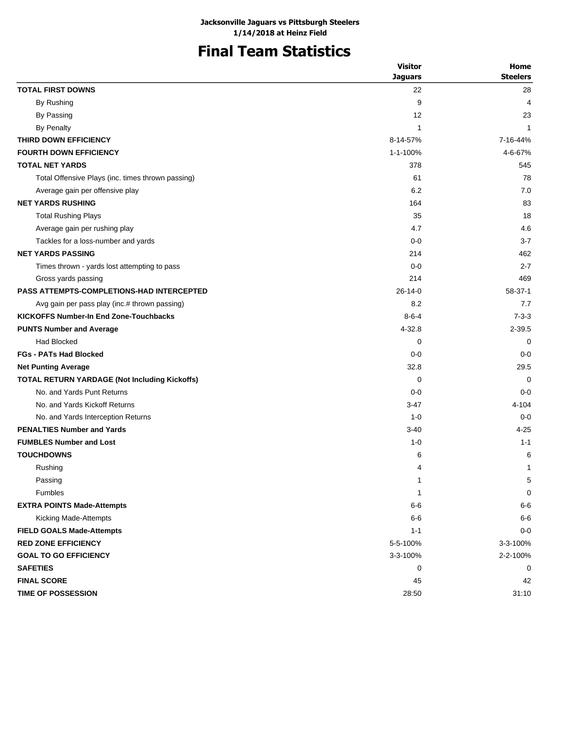**Jacksonville Jaguars vs Pittsburgh Steelers**
**1/14/2018 at Heinz Field**

# Final Team Statistics

| | Visitor Jaguars | Home Steelers |
|---|---|---|
| **TOTAL FIRST DOWNS** | 22 | 28 |
| By Rushing | 9 | 4 |
| By Passing | 12 | 23 |
| By Penalty | 1 | 1 |
| **THIRD DOWN EFFICIENCY** | 8-14-57% | 7-16-44% |
| **FOURTH DOWN EFFICIENCY** | 1-1-100% | 4-6-67% |
| **TOTAL NET YARDS** | 378 | 545 |
| Total Offensive Plays (inc. times thrown passing) | 61 | 78 |
| Average gain per offensive play | 6.2 | 7.0 |
| **NET YARDS RUSHING** | 164 | 83 |
| Total Rushing Plays | 35 | 18 |
| Average gain per rushing play | 4.7 | 4.6 |
| Tackles for a loss-number and yards | 0-0 | 3-7 |
| **NET YARDS PASSING** | 214 | 462 |
| Times thrown - yards lost attempting to pass | 0-0 | 2-7 |
| Gross yards passing | 214 | 469 |
| **PASS ATTEMPTS-COMPLETIONS-HAD INTERCEPTED** | 26-14-0 | 58-37-1 |
| Avg gain per pass play (inc.# thrown passing) | 8.2 | 7.7 |
| **KICKOFFS Number-In End Zone-Touchbacks** | 8-6-4 | 7-3-3 |
| **PUNTS Number and Average** | 4-32.8 | 2-39.5 |
| Had Blocked | 0 | 0 |
| **FGs - PATs Had Blocked** | 0-0 | 0-0 |
| **Net Punting Average** | 32.8 | 29.5 |
| **TOTAL RETURN YARDAGE (Not Including Kickoffs)** | 0 | 0 |
| No. and Yards Punt Returns | 0-0 | 0-0 |
| No. and Yards Kickoff Returns | 3-47 | 4-104 |
| No. and Yards Interception Returns | 1-0 | 0-0 |
| **PENALTIES Number and Yards** | 3-40 | 4-25 |
| **FUMBLES Number and Lost** | 1-0 | 1-1 |
| **TOUCHDOWNS** | 6 | 6 |
| Rushing | 4 | 1 |
| Passing | 1 | 5 |
| Fumbles | 1 | 0 |
| **EXTRA POINTS Made-Attempts** | 6-6 | 6-6 |
| Kicking Made-Attempts | 6-6 | 6-6 |
| **FIELD GOALS Made-Attempts** | 1-1 | 0-0 |
| **RED ZONE EFFICIENCY** | 5-5-100% | 3-3-100% |
| **GOAL TO GO EFFICIENCY** | 3-3-100% | 2-2-100% |
| **SAFETIES** | 0 | 0 |
| **FINAL SCORE** | 45 | 42 |
| **TIME OF POSSESSION** | 28:50 | 31:10 |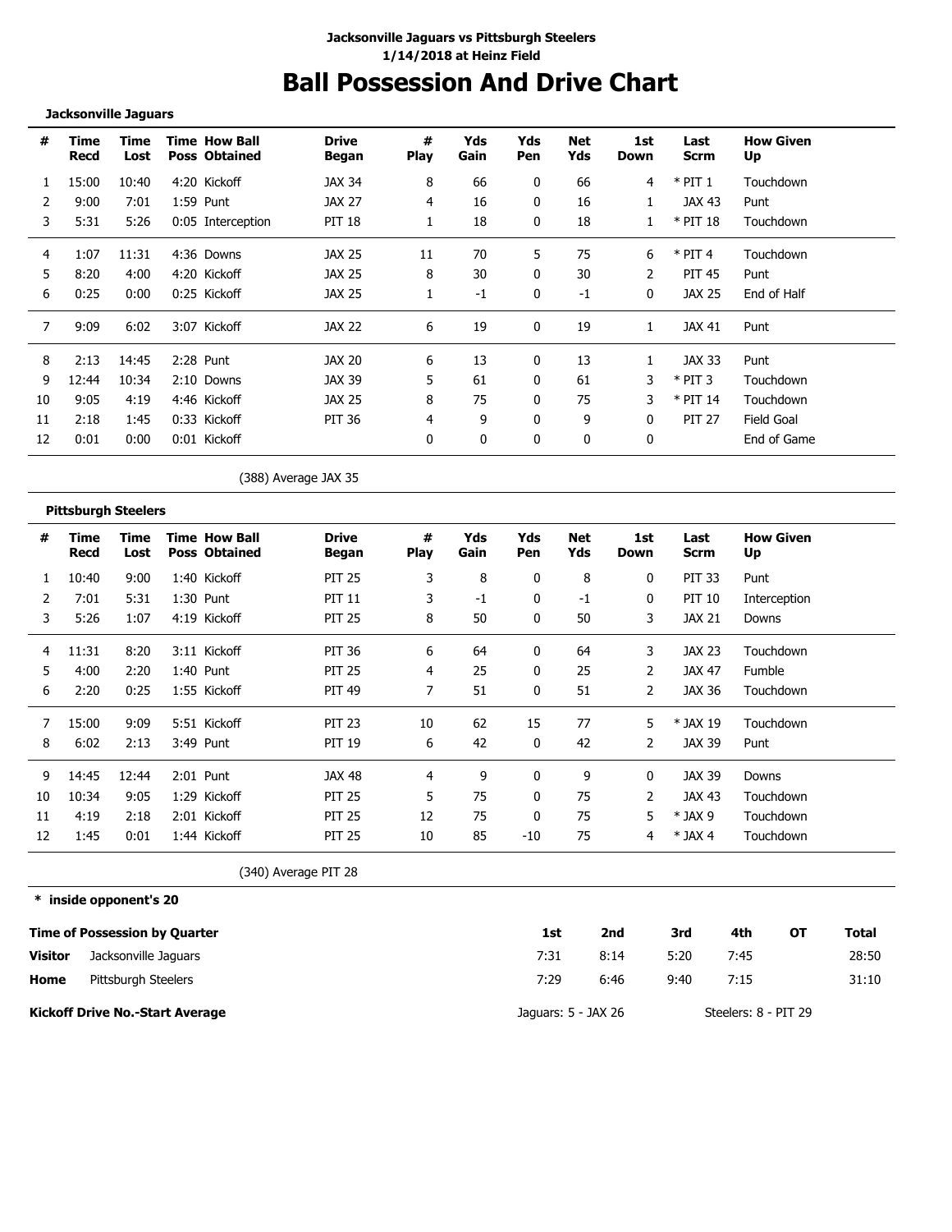**Jacksonville Jaguars vs Pittsburgh Steelers**
**1/14/2018 at Heinz Field**

# Ball Possession And Drive Chart

**Jacksonville Jaguars**

| # | Time Recd | Time Lost | Time Poss | How Ball Obtained | Drive Began | # Play | Yds Gain | Yds Pen | Net Yds | 1st Down | Last Scrm | How Given Up |
|---|---|---|---|---|---|---|---|---|---|---|---|---|
| 1 | 15:00 | 10:40 | 4:20 | Kickoff | JAX 34 | 8 | 66 | 0 | 66 | 4 | * PIT 1 | Touchdown |
| 2 | 9:00 | 7:01 | 1:59 | Punt | JAX 27 | 4 | 16 | 0 | 16 | 1 | JAX 43 | Punt |
| 3 | 5:31 | 5:26 | 0:05 | Interception | PIT 18 | 1 | 18 | 0 | 18 | 1 | * PIT 18 | Touchdown |
| 4 | 1:07 | 11:31 | 4:36 | Downs | JAX 25 | 11 | 70 | 5 | 75 | 6 | * PIT 4 | Touchdown |
| 5 | 8:20 | 4:00 | 4:20 | Kickoff | JAX 25 | 8 | 30 | 0 | 30 | 2 | PIT 45 | Punt |
| 6 | 0:25 | 0:00 | 0:25 | Kickoff | JAX 25 | 1 | -1 | 0 | -1 | 0 | JAX 25 | End of Half |
| 7 | 9:09 | 6:02 | 3:07 | Kickoff | JAX 22 | 6 | 19 | 0 | 19 | 1 | JAX 41 | Punt |
| 8 | 2:13 | 14:45 | 2:28 | Punt | JAX 20 | 6 | 13 | 0 | 13 | 1 | JAX 33 | Punt |
| 9 | 12:44 | 10:34 | 2:10 | Downs | JAX 39 | 5 | 61 | 0 | 61 | 3 | * PIT 3 | Touchdown |
| 10 | 9:05 | 4:19 | 4:46 | Kickoff | JAX 25 | 8 | 75 | 0 | 75 | 3 | * PIT 14 | Touchdown |
| 11 | 2:18 | 1:45 | 0:33 | Kickoff | PIT 36 | 4 | 9 | 0 | 9 | 0 | PIT 27 | Field Goal |
| 12 | 0:01 | 0:00 | 0:01 | Kickoff | | 0 | 0 | 0 | 0 | 0 | | End of Game |

(388) Average JAX 35

**Pittsburgh Steelers**

| # | Time Recd | Time Lost | Time Poss | How Ball Obtained | Drive Began | # Play | Yds Gain | Yds Pen | Net Yds | 1st Down | Last Scrm | How Given Up |
|---|---|---|---|---|---|---|---|---|---|---|---|---|
| 1 | 10:40 | 9:00 | 1:40 | Kickoff | PIT 25 | 3 | 8 | 0 | 8 | 0 | PIT 33 | Punt |
| 2 | 7:01 | 5:31 | 1:30 | Punt | PIT 11 | 3 | -1 | 0 | -1 | 0 | PIT 10 | Interception |
| 3 | 5:26 | 1:07 | 4:19 | Kickoff | PIT 25 | 8 | 50 | 0 | 50 | 3 | JAX 21 | Downs |
| 4 | 11:31 | 8:20 | 3:11 | Kickoff | PIT 36 | 6 | 64 | 0 | 64 | 3 | JAX 23 | Touchdown |
| 5 | 4:00 | 2:20 | 1:40 | Punt | PIT 25 | 4 | 25 | 0 | 25 | 2 | JAX 47 | Fumble |
| 6 | 2:20 | 0:25 | 1:55 | Kickoff | PIT 49 | 7 | 51 | 0 | 51 | 2 | JAX 36 | Touchdown |
| 7 | 15:00 | 9:09 | 5:51 | Kickoff | PIT 23 | 10 | 62 | 15 | 77 | 5 | * JAX 19 | Touchdown |
| 8 | 6:02 | 2:13 | 3:49 | Punt | PIT 19 | 6 | 42 | 0 | 42 | 2 | JAX 39 | Punt |
| 9 | 14:45 | 12:44 | 2:01 | Punt | JAX 48 | 4 | 9 | 0 | 9 | 0 | JAX 39 | Downs |
| 10 | 10:34 | 9:05 | 1:29 | Kickoff | PIT 25 | 5 | 75 | 0 | 75 | 2 | JAX 43 | Touchdown |
| 11 | 4:19 | 2:18 | 2:01 | Kickoff | PIT 25 | 12 | 75 | 0 | 75 | 5 | * JAX 9 | Touchdown |
| 12 | 1:45 | 0:01 | 1:44 | Kickoff | PIT 25 | 10 | 85 | -10 | 75 | 4 | * JAX 4 | Touchdown |

(340) Average PIT 28

**\* inside opponent's 20**

| Time of Possession by Quarter | | 1st | 2nd | 3rd | 4th | OT | Total |
|---|---|---|---|---|---|---|---|
| **Visitor** | Jacksonville Jaguars | 7:31 | 8:14 | 5:20 | 7:45 | | 28:50 |
| **Home** | Pittsburgh Steelers | 7:29 | 6:46 | 9:40 | 7:15 | | 31:10 |

**Kickoff Drive No.-Start Average** Jaguars: 5 - JAX 26 Steelers: 8 - PIT 29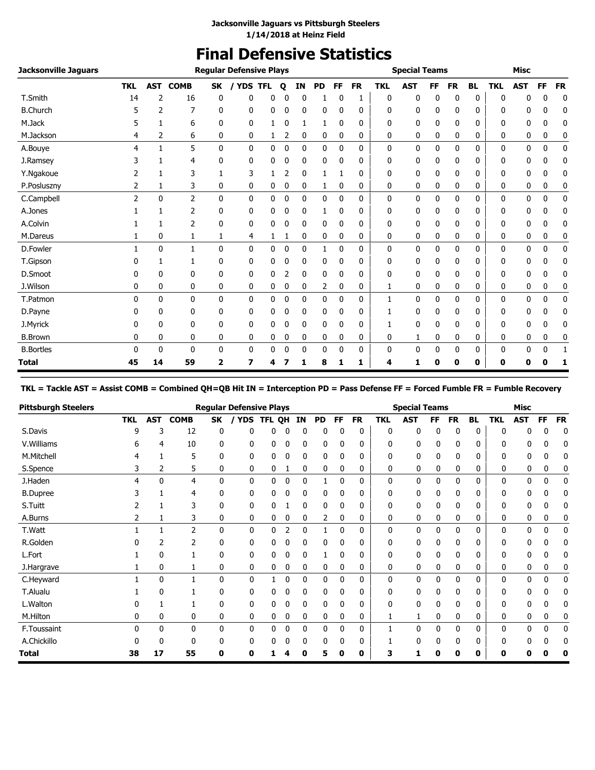**Jacksonville Jaguars vs Pittsburgh Steelers**
**1/14/2018 at Heinz Field**

# Final Defensive Statistics

| Jacksonville Jaguars | Regular Defensive Plays | | | | | | | | | | | Special Teams | | | | | Misc | | | |
|---|---|---|---|---|---|---|---|---|---|---|---|---|---|---|---|---|---|---|---|---|
| | TKL | AST | COMB | SK | / YDS | TFL | Q | IN | PD | FF | FR | TKL | AST | FF | FR | BL | TKL | AST | FF | FR |
| T.Smith | 14 | 2 | 16 | 0 | 0 | 0 | 0 | 0 | 1 | 0 | 1 | 0 | 0 | 0 | 0 | 0 | 0 | 0 | 0 | 0 |
| B.Church | 5 | 2 | 7 | 0 | 0 | 0 | 0 | 0 | 0 | 0 | 0 | 0 | 0 | 0 | 0 | 0 | 0 | 0 | 0 | 0 |
| M.Jack | 5 | 1 | 6 | 0 | 0 | 1 | 0 | 1 | 1 | 0 | 0 | 0 | 0 | 0 | 0 | 0 | 0 | 0 | 0 | 0 |
| M.Jackson | 4 | 2 | 6 | 0 | 0 | 1 | 2 | 0 | 0 | 0 | 0 | 0 | 0 | 0 | 0 | 0 | 0 | 0 | 0 | 0 |
| A.Bouye | 4 | 1 | 5 | 0 | 0 | 0 | 0 | 0 | 0 | 0 | 0 | 0 | 0 | 0 | 0 | 0 | 0 | 0 | 0 | 0 |
| J.Ramsey | 3 | 1 | 4 | 0 | 0 | 0 | 0 | 0 | 0 | 0 | 0 | 0 | 0 | 0 | 0 | 0 | 0 | 0 | 0 | 0 |
| Y.Ngakoue | 2 | 1 | 3 | 1 | 3 | 1 | 2 | 0 | 1 | 1 | 0 | 0 | 0 | 0 | 0 | 0 | 0 | 0 | 0 | 0 |
| P.Posluszny | 2 | 1 | 3 | 0 | 0 | 0 | 0 | 0 | 1 | 0 | 0 | 0 | 0 | 0 | 0 | 0 | 0 | 0 | 0 | 0 |
| C.Campbell | 2 | 0 | 2 | 0 | 0 | 0 | 0 | 0 | 0 | 0 | 0 | 0 | 0 | 0 | 0 | 0 | 0 | 0 | 0 | 0 |
| A.Jones | 1 | 1 | 2 | 0 | 0 | 0 | 0 | 0 | 1 | 0 | 0 | 0 | 0 | 0 | 0 | 0 | 0 | 0 | 0 | 0 |
| A.Colvin | 1 | 1 | 2 | 0 | 0 | 0 | 0 | 0 | 0 | 0 | 0 | 0 | 0 | 0 | 0 | 0 | 0 | 0 | 0 | 0 |
| M.Dareus | 1 | 0 | 1 | 1 | 4 | 1 | 1 | 0 | 0 | 0 | 0 | 0 | 0 | 0 | 0 | 0 | 0 | 0 | 0 | 0 |
| D.Fowler | 1 | 0 | 1 | 0 | 0 | 0 | 0 | 0 | 1 | 0 | 0 | 0 | 0 | 0 | 0 | 0 | 0 | 0 | 0 | 0 |
| T.Gipson | 0 | 1 | 1 | 0 | 0 | 0 | 0 | 0 | 0 | 0 | 0 | 0 | 0 | 0 | 0 | 0 | 0 | 0 | 0 | 0 |
| D.Smoot | 0 | 0 | 0 | 0 | 0 | 0 | 2 | 0 | 0 | 0 | 0 | 0 | 0 | 0 | 0 | 0 | 0 | 0 | 0 | 0 |
| J.Wilson | 0 | 0 | 0 | 0 | 0 | 0 | 0 | 0 | 2 | 0 | 0 | 1 | 0 | 0 | 0 | 0 | 0 | 0 | 0 | 0 |
| T.Patmon | 0 | 0 | 0 | 0 | 0 | 0 | 0 | 0 | 0 | 0 | 0 | 1 | 0 | 0 | 0 | 0 | 0 | 0 | 0 | 0 |
| D.Payne | 0 | 0 | 0 | 0 | 0 | 0 | 0 | 0 | 0 | 0 | 0 | 1 | 0 | 0 | 0 | 0 | 0 | 0 | 0 | 0 |
| J.Myrick | 0 | 0 | 0 | 0 | 0 | 0 | 0 | 0 | 0 | 0 | 0 | 1 | 0 | 0 | 0 | 0 | 0 | 0 | 0 | 0 |
| B.Brown | 0 | 0 | 0 | 0 | 0 | 0 | 0 | 0 | 0 | 0 | 0 | 0 | 1 | 0 | 0 | 0 | 0 | 0 | 0 | 0 |
| B.Bortles | 0 | 0 | 0 | 0 | 0 | 0 | 0 | 0 | 0 | 0 | 0 | 0 | 0 | 0 | 0 | 0 | 0 | 0 | 0 | 1 |
| **Total** | **45** | **14** | **59** | **2** | **7** | **4** | **7** | **1** | **8** | **1** | **1** | **4** | **1** | **0** | **0** | **0** | **0** | **0** | **0** | **1** |

**TKL = Tackle AST = Assist COMB = Combined QH=QB Hit IN = Interception PD = Pass Defense FF = Forced Fumble FR = Fumble Recovery**

| Pittsburgh Steelers | Regular Defensive Plays | | | | | | | | | | | Special Teams | | | | | Misc | | | |
|---|---|---|---|---|---|---|---|---|---|---|---|---|---|---|---|---|---|---|---|---|
| | TKL | AST | COMB | SK | / YDS | TFL | QH | IN | PD | FF | FR | TKL | AST | FF | FR | BL | TKL | AST | FF | FR |
| S.Davis | 9 | 3 | 12 | 0 | 0 | 0 | 0 | 0 | 0 | 0 | 0 | 0 | 0 | 0 | 0 | 0 | 0 | 0 | 0 | 0 |
| V.Williams | 6 | 4 | 10 | 0 | 0 | 0 | 0 | 0 | 0 | 0 | 0 | 0 | 0 | 0 | 0 | 0 | 0 | 0 | 0 | 0 |
| M.Mitchell | 4 | 1 | 5 | 0 | 0 | 0 | 0 | 0 | 0 | 0 | 0 | 0 | 0 | 0 | 0 | 0 | 0 | 0 | 0 | 0 |
| S.Spence | 3 | 2 | 5 | 0 | 0 | 0 | 1 | 0 | 0 | 0 | 0 | 0 | 0 | 0 | 0 | 0 | 0 | 0 | 0 | 0 |
| J.Haden | 4 | 0 | 4 | 0 | 0 | 0 | 0 | 0 | 1 | 0 | 0 | 0 | 0 | 0 | 0 | 0 | 0 | 0 | 0 | 0 |
| B.Dupree | 3 | 1 | 4 | 0 | 0 | 0 | 0 | 0 | 0 | 0 | 0 | 0 | 0 | 0 | 0 | 0 | 0 | 0 | 0 | 0 |
| S.Tuitt | 2 | 1 | 3 | 0 | 0 | 0 | 1 | 0 | 0 | 0 | 0 | 0 | 0 | 0 | 0 | 0 | 0 | 0 | 0 | 0 |
| A.Burns | 2 | 1 | 3 | 0 | 0 | 0 | 0 | 0 | 2 | 0 | 0 | 0 | 0 | 0 | 0 | 0 | 0 | 0 | 0 | 0 |
| T.Watt | 1 | 1 | 2 | 0 | 0 | 0 | 2 | 0 | 1 | 0 | 0 | 0 | 0 | 0 | 0 | 0 | 0 | 0 | 0 | 0 |
| R.Golden | 0 | 2 | 2 | 0 | 0 | 0 | 0 | 0 | 0 | 0 | 0 | 0 | 0 | 0 | 0 | 0 | 0 | 0 | 0 | 0 |
| L.Fort | 1 | 0 | 1 | 0 | 0 | 0 | 0 | 0 | 1 | 0 | 0 | 0 | 0 | 0 | 0 | 0 | 0 | 0 | 0 | 0 |
| J.Hargrave | 1 | 0 | 1 | 0 | 0 | 0 | 0 | 0 | 0 | 0 | 0 | 0 | 0 | 0 | 0 | 0 | 0 | 0 | 0 | 0 |
| C.Heyward | 1 | 0 | 1 | 0 | 0 | 1 | 0 | 0 | 0 | 0 | 0 | 0 | 0 | 0 | 0 | 0 | 0 | 0 | 0 | 0 |
| T.Alualu | 1 | 0 | 1 | 0 | 0 | 0 | 0 | 0 | 0 | 0 | 0 | 0 | 0 | 0 | 0 | 0 | 0 | 0 | 0 | 0 |
| L.Walton | 0 | 1 | 1 | 0 | 0 | 0 | 0 | 0 | 0 | 0 | 0 | 0 | 0 | 0 | 0 | 0 | 0 | 0 | 0 | 0 |
| M.Hilton | 0 | 0 | 0 | 0 | 0 | 0 | 0 | 0 | 0 | 0 | 0 | 1 | 1 | 0 | 0 | 0 | 0 | 0 | 0 | 0 |
| F.Toussaint | 0 | 0 | 0 | 0 | 0 | 0 | 0 | 0 | 0 | 0 | 0 | 1 | 0 | 0 | 0 | 0 | 0 | 0 | 0 | 0 |
| A.Chickillo | 0 | 0 | 0 | 0 | 0 | 0 | 0 | 0 | 0 | 0 | 0 | 1 | 0 | 0 | 0 | 0 | 0 | 0 | 0 | 0 |
| **Total** | **38** | **17** | **55** | **0** | **0** | **1** | **4** | **0** | **5** | **0** | **0** | **3** | **1** | **0** | **0** | **0** | **0** | **0** | **0** | **0** |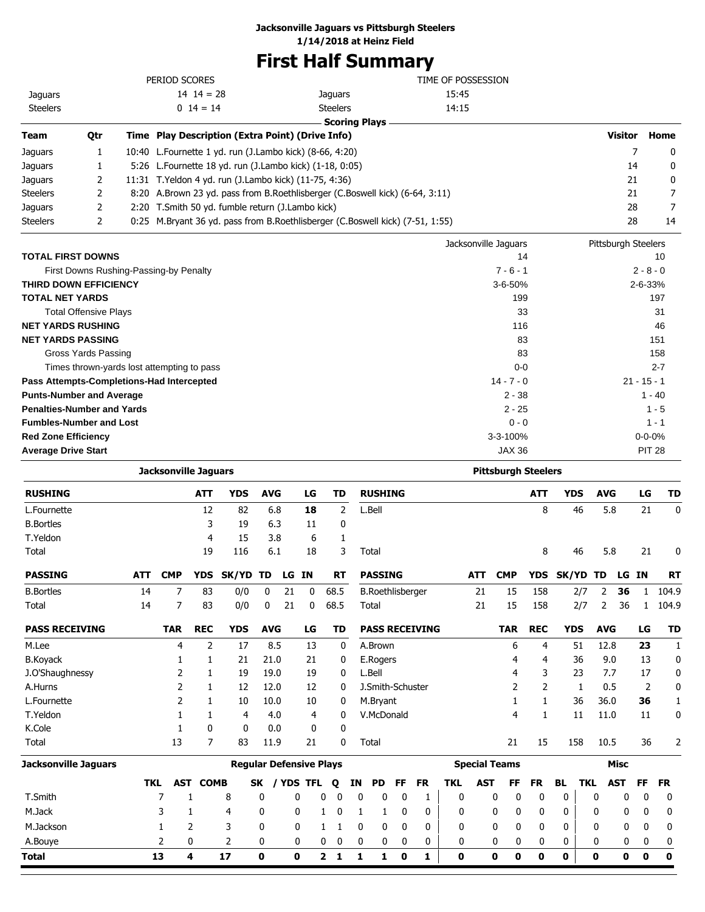**Jacksonville Jaguars vs Pittsburgh Steelers**
**1/14/2018 at Heinz Field**

# First Half Summary

| PERIOD SCORES | | TIME OF POSSESSION | |
|---|---|---|---|
| Jaguars | 14 14 = 28 | Jaguars | 15:45 |
| Steelers | 0 14 = 14 | Steelers | 14:15 |

## Scoring Plays

| Team | Qtr | Time | Play Description (Extra Point) (Drive Info) | Visitor | Home |
|---|---|---|---|---|---|
| Jaguars | 1 | 10:40 | L.Fournette 1 yd. run (J.Lambo kick) (8-66, 4:20) | 7 | 0 |
| Jaguars | 1 | 5:26 | L.Fournette 18 yd. run (J.Lambo kick) (1-18, 0:05) | 14 | 0 |
| Jaguars | 2 | 11:31 | T.Yeldon 4 yd. run (J.Lambo kick) (11-75, 4:36) | 21 | 0 |
| Steelers | 2 | 8:20 | A.Brown 23 yd. pass from B.Roethlisberger (C.Boswell kick) (6-64, 3:11) | 21 | 7 |
| Jaguars | 2 | 2:20 | T.Smith 50 yd. fumble return (J.Lambo kick) | 28 | 7 |
| Steelers | 2 | 0:25 | M.Bryant 36 yd. pass from B.Roethlisberger (C.Boswell kick) (7-51, 1:55) | 28 | 14 |

| | Jacksonville Jaguars | Pittsburgh Steelers |
|---|---|---|
| **TOTAL FIRST DOWNS** | 14 | 10 |
| First Downs Rushing-Passing-by Penalty | 7 - 6 - 1 | 2 - 8 - 0 |
| **THIRD DOWN EFFICIENCY** | 3-6-50% | 2-6-33% |
| **TOTAL NET YARDS** | 199 | 197 |
| Total Offensive Plays | 33 | 31 |
| **NET YARDS RUSHING** | 116 | 46 |
| **NET YARDS PASSING** | 83 | 151 |
| Gross Yards Passing | 83 | 158 |
| Times thrown-yards lost attempting to pass | 0-0 | 2-7 |
| **Pass Attempts-Completions-Had Intercepted** | 14 - 7 - 0 | 21 - 15 - 1 |
| **Punts-Number and Average** | 2 - 38 | 1 - 40 |
| **Penalties-Number and Yards** | 2 - 25 | 1 - 5 |
| **Fumbles-Number and Lost** | 0 - 0 | 1 - 1 |
| **Red Zone Efficiency** | 3-3-100% | 0-0-0% |
| **Average Drive Start** | JAX 36 | PIT 28 |

## Jacksonville Jaguars

| RUSHING | ATT | YDS | AVG | LG | TD |
|---|---|---|---|---|---|
| L.Fournette | 12 | 82 | 6.8 | **18** | 2 |
| B.Bortles | 3 | 19 | 6.3 | 11 | 0 |
| T.Yeldon | 4 | 15 | 3.8 | 6 | 1 |
| Total | 19 | 116 | 6.1 | 18 | 3 |

| PASSING | ATT | CMP | YDS | SK/YD | TD | LG | IN | RT |
|---|---|---|---|---|---|---|---|---|
| B.Bortles | 14 | 7 | 83 | 0/0 | 0 | 21 | 0 | 68.5 |
| Total | 14 | 7 | 83 | 0/0 | 0 | 21 | 0 | 68.5 |

| PASS RECEIVING | TAR | REC | YDS | AVG | LG | TD |
|---|---|---|---|---|---|---|
| M.Lee | 4 | 2 | 17 | 8.5 | 13 | 0 |
| B.Koyack | 1 | 1 | 21 | 21.0 | 21 | 0 |
| J.O'Shaughnessy | 2 | 1 | 19 | 19.0 | 19 | 0 |
| A.Hurns | 2 | 1 | 12 | 12.0 | 12 | 0 |
| L.Fournette | 2 | 1 | 10 | 10.0 | 10 | 0 |
| T.Yeldon | 1 | 1 | 4 | 4.0 | 4 | 0 |
| K.Cole | 1 | 0 | 0 | 0.0 | 0 | 0 |
| Total | 13 | 7 | 83 | 11.9 | 21 | 0 |

## Pittsburgh Steelers

| RUSHING | ATT | YDS | AVG | LG | TD |
|---|---|---|---|---|---|
| L.Bell | 8 | 46 | 5.8 | 21 | 0 |
| Total | 8 | 46 | 5.8 | 21 | 0 |

| PASSING | ATT | CMP | YDS | SK/YD | TD | LG | IN | RT |
|---|---|---|---|---|---|---|---|---|
| B.Roethlisberger | 21 | 15 | 158 | 2/7 | 2 | **36** | 1 | 104.9 |
| Total | 21 | 15 | 158 | 2/7 | 2 | 36 | 1 | 104.9 |

| PASS RECEIVING | TAR | REC | YDS | AVG | LG | TD |
|---|---|---|---|---|---|---|
| A.Brown | 6 | 4 | 51 | 12.8 | **23** | 1 |
| E.Rogers | 4 | 4 | 36 | 9.0 | 13 | 0 |
| L.Bell | 4 | 3 | 23 | 7.7 | 17 | 0 |
| J.Smith-Schuster | 2 | 2 | 1 | 0.5 | 2 | 0 |
| M.Bryant | 1 | 1 | 36 | 36.0 | **36** | 1 |
| V.McDonald | 4 | 1 | 11 | 11.0 | 11 | 0 |
| Total | 21 | 15 | 158 | 10.5 | 36 | 2 |

## Jacksonville Jaguars Defense

| | Regular Defensive Plays | | | | | | | | | | | Special Teams | | | | | | Misc | | | |
|---|---|---|---|---|---|---|---|---|---|---|---|---|---|---|---|---|---|---|---|---|---|
| | TKL | AST | COMB | SK | / YDS | TFL | Q | IN | PD | FF | FR | TKL | AST | FF | FR | BL | TKL | AST | FF | FR |
| T.Smith | 7 | 1 | 8 | 0 | 0 | 0 | 0 | 0 | 0 | 0 | 1 | 0 | 0 | 0 | 0 | 0 | 0 | 0 | 0 | 0 |
| M.Jack | 3 | 1 | 4 | 0 | 0 | 1 | 0 | 1 | 1 | 0 | 0 | 0 | 0 | 0 | 0 | 0 | 0 | 0 | 0 | 0 |
| M.Jackson | 1 | 2 | 3 | 0 | 0 | 1 | 1 | 0 | 0 | 0 | 0 | 0 | 0 | 0 | 0 | 0 | 0 | 0 | 0 | 0 |
| A.Bouye | 2 | 0 | 2 | 0 | 0 | 0 | 0 | 0 | 0 | 0 | 0 | 0 | 0 | 0 | 0 | 0 | 0 | 0 | 0 | 0 |
| **Total** | **13** | **4** | **17** | **0** | **0** | **2** | **1** | **1** | **1** | **0** | **1** | **0** | **0** | **0** | **0** | **0** | **0** | **0** | **0** | **0** |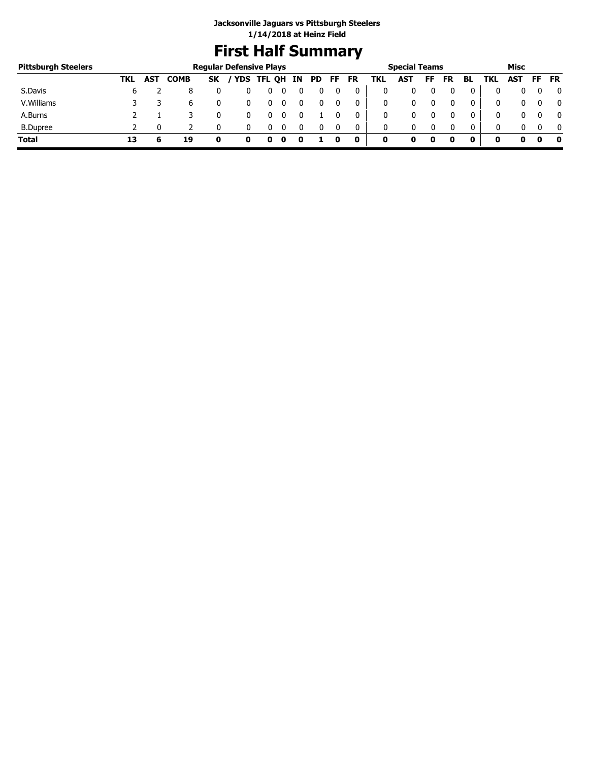**Jacksonville Jaguars vs Pittsburgh Steelers**
**1/14/2018 at Heinz Field**

# First Half Summary

| Pittsburgh Steelers | Regular Defensive Plays | | | | | | | | | | | Special Teams | | | | | Misc | | | |
|---|---|---|---|---|---|---|---|---|---|---|---|---|---|---|---|---|---|---|---|---|
| | TKL | AST | COMB | SK | / YDS | TFL | QH | IN | PD | FF | FR | TKL | AST | FF | FR | BL | TKL | AST | FF | FR |
| S.Davis | 6 | 2 | 8 | 0 | 0 | 0 | 0 | 0 | 0 | 0 | 0 | 0 | 0 | 0 | 0 | 0 | 0 | 0 | 0 | 0 |
| V.Williams | 3 | 3 | 6 | 0 | 0 | 0 | 0 | 0 | 0 | 0 | 0 | 0 | 0 | 0 | 0 | 0 | 0 | 0 | 0 | 0 |
| A.Burns | 2 | 1 | 3 | 0 | 0 | 0 | 0 | 0 | 1 | 0 | 0 | 0 | 0 | 0 | 0 | 0 | 0 | 0 | 0 | 0 |
| B.Dupree | 2 | 0 | 2 | 0 | 0 | 0 | 0 | 0 | 0 | 0 | 0 | 0 | 0 | 0 | 0 | 0 | 0 | 0 | 0 | 0 |
| **Total** | **13** | **6** | **19** | **0** | **0** | **0** | **0** | **0** | **1** | **0** | **0** | **0** | **0** | **0** | **0** | **0** | **0** | **0** | **0** | **0** |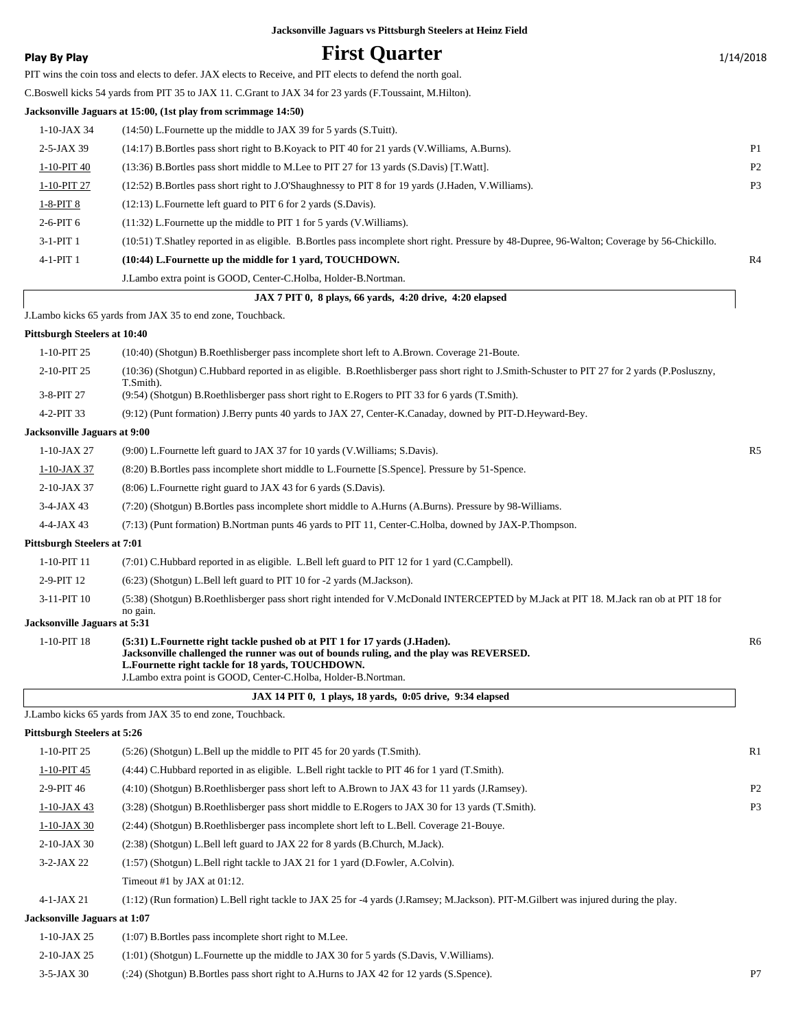**Jacksonville Jaguars vs Pittsburgh Steelers at Heinz Field**

# First Quarter

**Play By Play** — 1/14/2018

PIT wins the coin toss and elects to defer. JAX elects to Receive, and PIT elects to defend the north goal.

C.Boswell kicks 54 yards from PIT 35 to JAX 11. C.Grant to JAX 34 for 23 yards (F.Toussaint, M.Hilton).

**Jacksonville Jaguars at 15:00, (1st play from scrimmage 14:50)**

| Down & Distance | Play | |
|---|---|---|
| 1-10-JAX 34 | (14:50) L.Fournette up the middle to JAX 39 for 5 yards (S.Tuitt). | |
| 2-5-JAX 39 | (14:17) B.Bortles pass short right to B.Koyack to PIT 40 for 21 yards (V.Williams, A.Burns). | P1 |
| 1-10-PIT 40 | (13:36) B.Bortles pass short middle to M.Lee to PIT 27 for 13 yards (S.Davis) [T.Watt]. | P2 |
| 1-10-PIT 27 | (12:52) B.Bortles pass short right to J.O'Shaughnessy to PIT 8 for 19 yards (J.Haden, V.Williams). | P3 |
| 1-8-PIT 8 | (12:13) L.Fournette left guard to PIT 6 for 2 yards (S.Davis). | |
| 2-6-PIT 6 | (11:32) L.Fournette up the middle to PIT 1 for 5 yards (V.Williams). | |
| 3-1-PIT 1 | (10:51) T.Shatley reported in as eligible. B.Bortles pass incomplete short right. Pressure by 48-Dupree, 96-Walton; Coverage by 56-Chickillo. | |
| 4-1-PIT 1 | **(10:44) L.Fournette up the middle for 1 yard, TOUCHDOWN.** | R4 |
| | J.Lambo extra point is GOOD, Center-C.Holba, Holder-B.Nortman. | |

**JAX 7 PIT 0, 8 plays, 66 yards, 4:20 drive, 4:20 elapsed**

J.Lambo kicks 65 yards from JAX 35 to end zone, Touchback.

**Pittsburgh Steelers at 10:40**

| Down & Distance | Play | |
|---|---|---|
| 1-10-PIT 25 | (10:40) (Shotgun) B.Roethlisberger pass incomplete short left to A.Brown. Coverage 21-Boute. | |
| 2-10-PIT 25 | (10:36) (Shotgun) C.Hubbard reported in as eligible. B.Roethlisberger pass short right to J.Smith-Schuster to PIT 27 for 2 yards (P.Posluszny, T.Smith). | |
| 3-8-PIT 27 | (9:54) (Shotgun) B.Roethlisberger pass short right to E.Rogers to PIT 33 for 6 yards (T.Smith). | |
| 4-2-PIT 33 | (9:12) (Punt formation) J.Berry punts 40 yards to JAX 27, Center-K.Canaday, downed by PIT-D.Heyward-Bey. | |

**Jacksonville Jaguars at 9:00**

| Down & Distance | Play | |
|---|---|---|
| 1-10-JAX 27 | (9:00) L.Fournette left guard to JAX 37 for 10 yards (V.Williams; S.Davis). | R5 |
| 1-10-JAX 37 | (8:20) B.Bortles pass incomplete short middle to L.Fournette [S.Spence]. Pressure by 51-Spence. | |
| 2-10-JAX 37 | (8:06) L.Fournette right guard to JAX 43 for 6 yards (S.Davis). | |
| 3-4-JAX 43 | (7:20) (Shotgun) B.Bortles pass incomplete short middle to A.Hurns (A.Burns). Pressure by 98-Williams. | |
| 4-4-JAX 43 | (7:13) (Punt formation) B.Nortman punts 46 yards to PIT 11, Center-C.Holba, downed by JAX-P.Thompson. | |

**Pittsburgh Steelers at 7:01**

| Down & Distance | Play | |
|---|---|---|
| 1-10-PIT 11 | (7:01) C.Hubbard reported in as eligible. L.Bell left guard to PIT 12 for 1 yard (C.Campbell). | |
| 2-9-PIT 12 | (6:23) (Shotgun) L.Bell left guard to PIT 10 for -2 yards (M.Jackson). | |
| 3-11-PIT 10 | (5:38) (Shotgun) B.Roethlisberger pass short right intended for V.McDonald INTERCEPTED by M.Jack at PIT 18. M.Jack ran ob at PIT 18 for no gain. | |

**Jacksonville Jaguars at 5:31**

| Down & Distance | Play | |
|---|---|---|
| 1-10-PIT 18 | **(5:31) L.Fournette right tackle pushed ob at PIT 1 for 17 yards (J.Haden). Jacksonville challenged the runner was out of bounds ruling, and the play was REVERSED. L.Fournette right tackle for 18 yards, TOUCHDOWN.** J.Lambo extra point is GOOD, Center-C.Holba, Holder-B.Nortman. | R6 |

**JAX 14 PIT 0, 1 plays, 18 yards, 0:05 drive, 9:34 elapsed**

J.Lambo kicks 65 yards from JAX 35 to end zone, Touchback.

**Pittsburgh Steelers at 5:26**

| Down & Distance | Play | |
|---|---|---|
| 1-10-PIT 25 | (5:26) (Shotgun) L.Bell up the middle to PIT 45 for 20 yards (T.Smith). | R1 |
| 1-10-PIT 45 | (4:44) C.Hubbard reported in as eligible. L.Bell right tackle to PIT 46 for 1 yard (T.Smith). | |
| 2-9-PIT 46 | (4:10) (Shotgun) B.Roethlisberger pass short left to A.Brown to JAX 43 for 11 yards (J.Ramsey). | P2 |
| 1-10-JAX 43 | (3:28) (Shotgun) B.Roethlisberger pass short middle to E.Rogers to JAX 30 for 13 yards (T.Smith). | P3 |
| 1-10-JAX 30 | (2:44) (Shotgun) B.Roethlisberger pass incomplete short left to L.Bell. Coverage 21-Bouye. | |
| 2-10-JAX 30 | (2:38) (Shotgun) L.Bell left guard to JAX 22 for 8 yards (B.Church, M.Jack). | |
| 3-2-JAX 22 | (1:57) (Shotgun) L.Bell right tackle to JAX 21 for 1 yard (D.Fowler, A.Colvin). | |
| | Timeout #1 by JAX at 01:12. | |
| 4-1-JAX 21 | (1:12) (Run formation) L.Bell right tackle to JAX 25 for -4 yards (J.Ramsey; M.Jackson). PIT-M.Gilbert was injured during the play. | |

**Jacksonville Jaguars at 1:07**

| Down & Distance | Play | |
|---|---|---|
| 1-10-JAX 25 | (1:07) B.Bortles pass incomplete short right to M.Lee. | |
| 2-10-JAX 25 | (1:01) (Shotgun) L.Fournette up the middle to JAX 30 for 5 yards (S.Davis, V.Williams). | |
| 3-5-JAX 30 | (:24) (Shotgun) B.Bortles pass short right to A.Hurns to JAX 42 for 12 yards (S.Spence). | P7 |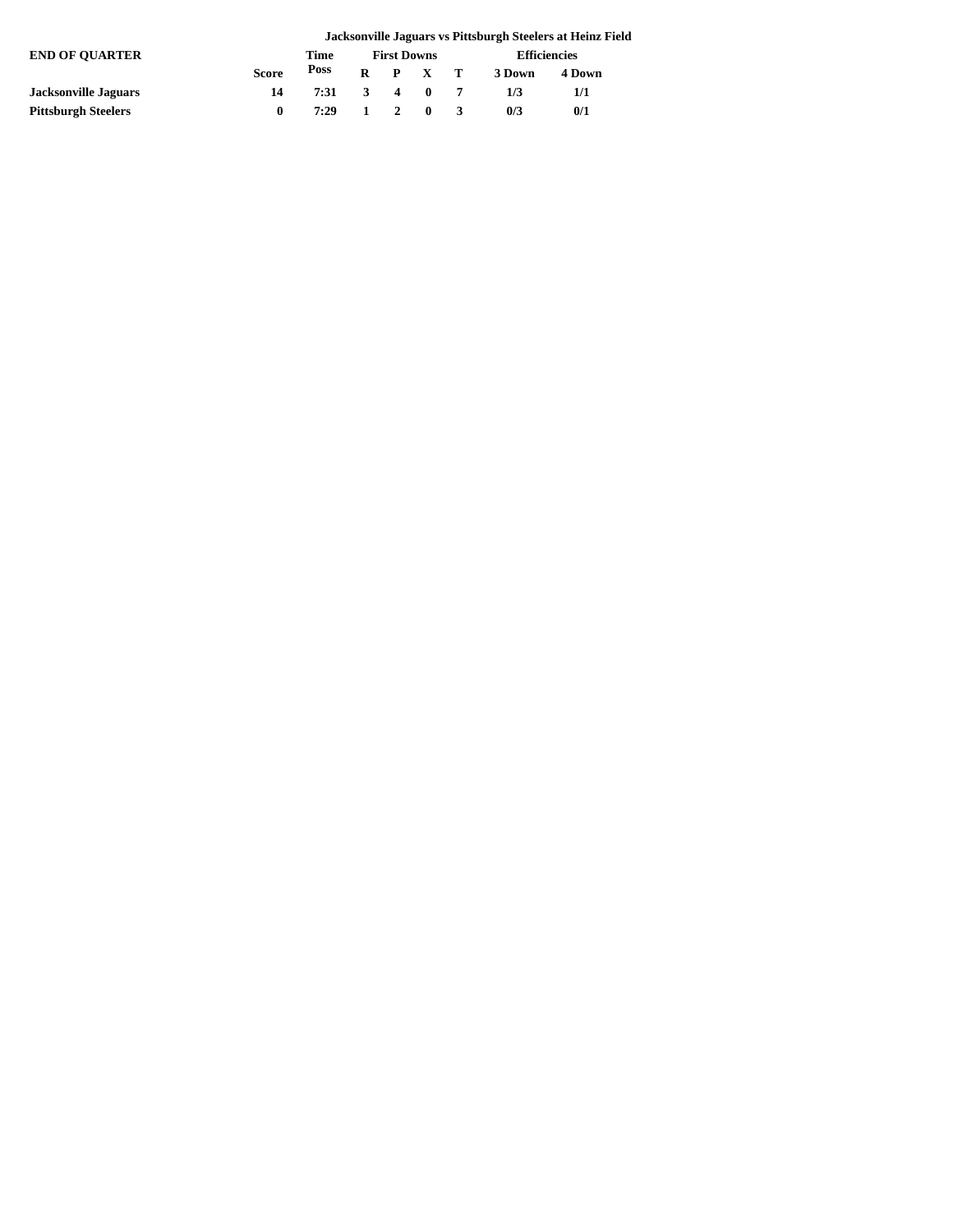**Jacksonville Jaguars vs Pittsburgh Steelers at Heinz Field**

| END OF QUARTER | | Time | First Downs | | | | Efficiencies | |
|---|---|---|---|---|---|---|---|---|
| | Score | Poss | R | P | X | T | 3 Down | 4 Down |
| **Jacksonville Jaguars** | 14 | 7:31 | 3 | 4 | 0 | 7 | 1/3 | 1/1 |
| **Pittsburgh Steelers** | 0 | 7:29 | 1 | 2 | 0 | 3 | 0/3 | 0/1 |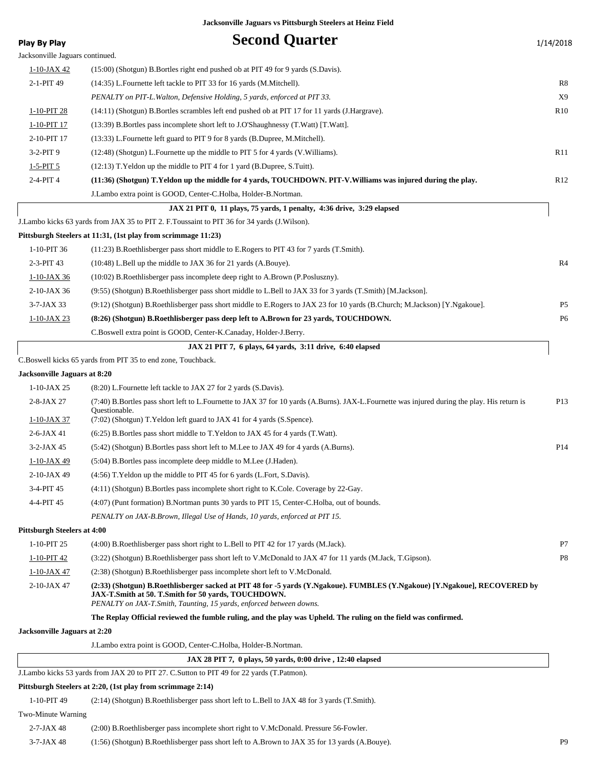**Jacksonville Jaguars vs Pittsburgh Steelers at Heinz Field**

**Play By Play**

# Second Quarter

1/14/2018

Jacksonville Jaguars continued.

| Down | Play | |
|---|---|---|
| 1-10-JAX 42 | (15:00) (Shotgun) B.Bortles right end pushed ob at PIT 49 for 9 yards (S.Davis). | |
| 2-1-PIT 49 | (14:35) L.Fournette left tackle to PIT 33 for 16 yards (M.Mitchell). | R8 |
| | *PENALTY on PIT-L.Walton, Defensive Holding, 5 yards, enforced at PIT 33.* | X9 |
| 1-10-PIT 28 | (14:11) (Shotgun) B.Bortles scrambles left end pushed ob at PIT 17 for 11 yards (J.Hargrave). | R10 |
| 1-10-PIT 17 | (13:39) B.Bortles pass incomplete short left to J.O'Shaughnessy (T.Watt) [T.Watt]. | |
| 2-10-PIT 17 | (13:33) L.Fournette left guard to PIT 9 for 8 yards (B.Dupree, M.Mitchell). | |
| 3-2-PIT 9 | (12:48) (Shotgun) L.Fournette up the middle to PIT 5 for 4 yards (V.Williams). | R11 |
| 1-5-PIT 5 | (12:13) T.Yeldon up the middle to PIT 4 for 1 yard (B.Dupree, S.Tuitt). | |
| 2-4-PIT 4 | **(11:36) (Shotgun) T.Yeldon up the middle for 4 yards, TOUCHDOWN. PIT-V.Williams was injured during the play.** | R12 |
| | J.Lambo extra point is GOOD, Center-C.Holba, Holder-B.Nortman. | |

**JAX 21 PIT 0, 11 plays, 75 yards, 1 penalty, 4:36 drive, 3:29 elapsed**

J.Lambo kicks 63 yards from JAX 35 to PIT 2. F.Toussaint to PIT 36 for 34 yards (J.Wilson).

**Pittsburgh Steelers at 11:31, (1st play from scrimmage 11:23)**

| Down | Play | |
|---|---|---|
| 1-10-PIT 36 | (11:23) B.Roethlisberger pass short middle to E.Rogers to PIT 43 for 7 yards (T.Smith). | |
| 2-3-PIT 43 | (10:48) L.Bell up the middle to JAX 36 for 21 yards (A.Bouye). | R4 |
| 1-10-JAX 36 | (10:02) B.Roethlisberger pass incomplete deep right to A.Brown (P.Posluszny). | |
| 2-10-JAX 36 | (9:55) (Shotgun) B.Roethlisberger pass short middle to L.Bell to JAX 33 for 3 yards (T.Smith) [M.Jackson]. | |
| 3-7-JAX 33 | (9:12) (Shotgun) B.Roethlisberger pass short middle to E.Rogers to JAX 23 for 10 yards (B.Church; M.Jackson) [Y.Ngakoue]. | P5 |
| 1-10-JAX 23 | **(8:26) (Shotgun) B.Roethlisberger pass deep left to A.Brown for 23 yards, TOUCHDOWN.** | P6 |
| | C.Boswell extra point is GOOD, Center-K.Canaday, Holder-J.Berry. | |

**JAX 21 PIT 7, 6 plays, 64 yards, 3:11 drive, 6:40 elapsed**

C.Boswell kicks 65 yards from PIT 35 to end zone, Touchback.

**Jacksonville Jaguars at 8:20**

| Down | Play | |
|---|---|---|
| 1-10-JAX 25 | (8:20) L.Fournette left tackle to JAX 27 for 2 yards (S.Davis). | |
| 2-8-JAX 27 | (7:40) B.Bortles pass short left to L.Fournette to JAX 37 for 10 yards (A.Burns). JAX-L.Fournette was injured during the play. His return is Questionable. | P13 |
| 1-10-JAX 37 | (7:02) (Shotgun) T.Yeldon left guard to JAX 41 for 4 yards (S.Spence). | |
| 2-6-JAX 41 | (6:25) B.Bortles pass short middle to T.Yeldon to JAX 45 for 4 yards (T.Watt). | |
| 3-2-JAX 45 | (5:42) (Shotgun) B.Bortles pass short left to M.Lee to JAX 49 for 4 yards (A.Burns). | P14 |
| 1-10-JAX 49 | (5:04) B.Bortles pass incomplete deep middle to M.Lee (J.Haden). | |
| 2-10-JAX 49 | (4:56) T.Yeldon up the middle to PIT 45 for 6 yards (L.Fort, S.Davis). | |
| 3-4-PIT 45 | (4:11) (Shotgun) B.Bortles pass incomplete short right to K.Cole. Coverage by 22-Gay. | |
| 4-4-PIT 45 | (4:07) (Punt formation) B.Nortman punts 30 yards to PIT 15, Center-C.Holba, out of bounds. | |
| | *PENALTY on JAX-B.Brown, Illegal Use of Hands, 10 yards, enforced at PIT 15.* | |

**Pittsburgh Steelers at 4:00**

| Down | Play | |
|---|---|---|
| 1-10-PIT 25 | (4:00) B.Roethlisberger pass short right to L.Bell to PIT 42 for 17 yards (M.Jack). | P7 |
| 1-10-PIT 42 | (3:22) (Shotgun) B.Roethlisberger pass short left to V.McDonald to JAX 47 for 11 yards (M.Jack, T.Gipson). | P8 |
| 1-10-JAX 47 | (2:38) (Shotgun) B.Roethlisberger pass incomplete short left to V.McDonald. | |
| 2-10-JAX 47 | **(2:33) (Shotgun) B.Roethlisberger sacked at PIT 48 for -5 yards (Y.Ngakoue). FUMBLES (Y.Ngakoue) [Y.Ngakoue], RECOVERED by JAX-T.Smith at 50. T.Smith for 50 yards, TOUCHDOWN.** *PENALTY on JAX-T.Smith, Taunting, 15 yards, enforced between downs.* | |
| | **The Replay Official reviewed the fumble ruling, and the play was Upheld. The ruling on the field was confirmed.** | |

**Jacksonville Jaguars at 2:20**

J.Lambo extra point is GOOD, Center-C.Holba, Holder-B.Nortman.

**JAX 28 PIT 7, 0 plays, 50 yards, 0:00 drive , 12:40 elapsed**

J.Lambo kicks 53 yards from JAX 20 to PIT 27. C.Sutton to PIT 49 for 22 yards (T.Patmon).

**Pittsburgh Steelers at 2:20, (1st play from scrimmage 2:14)**

| Down | Play | |
|---|---|---|
| 1-10-PIT 49 | (2:14) (Shotgun) B.Roethlisberger pass short left to L.Bell to JAX 48 for 3 yards (T.Smith). | |
| Two-Minute Warning | | |
| 2-7-JAX 48 | (2:00) B.Roethlisberger pass incomplete short right to V.McDonald. Pressure 56-Fowler. | |
| 3-7-JAX 48 | (1:56) (Shotgun) B.Roethlisberger pass short left to A.Brown to JAX 35 for 13 yards (A.Bouye). | P9 |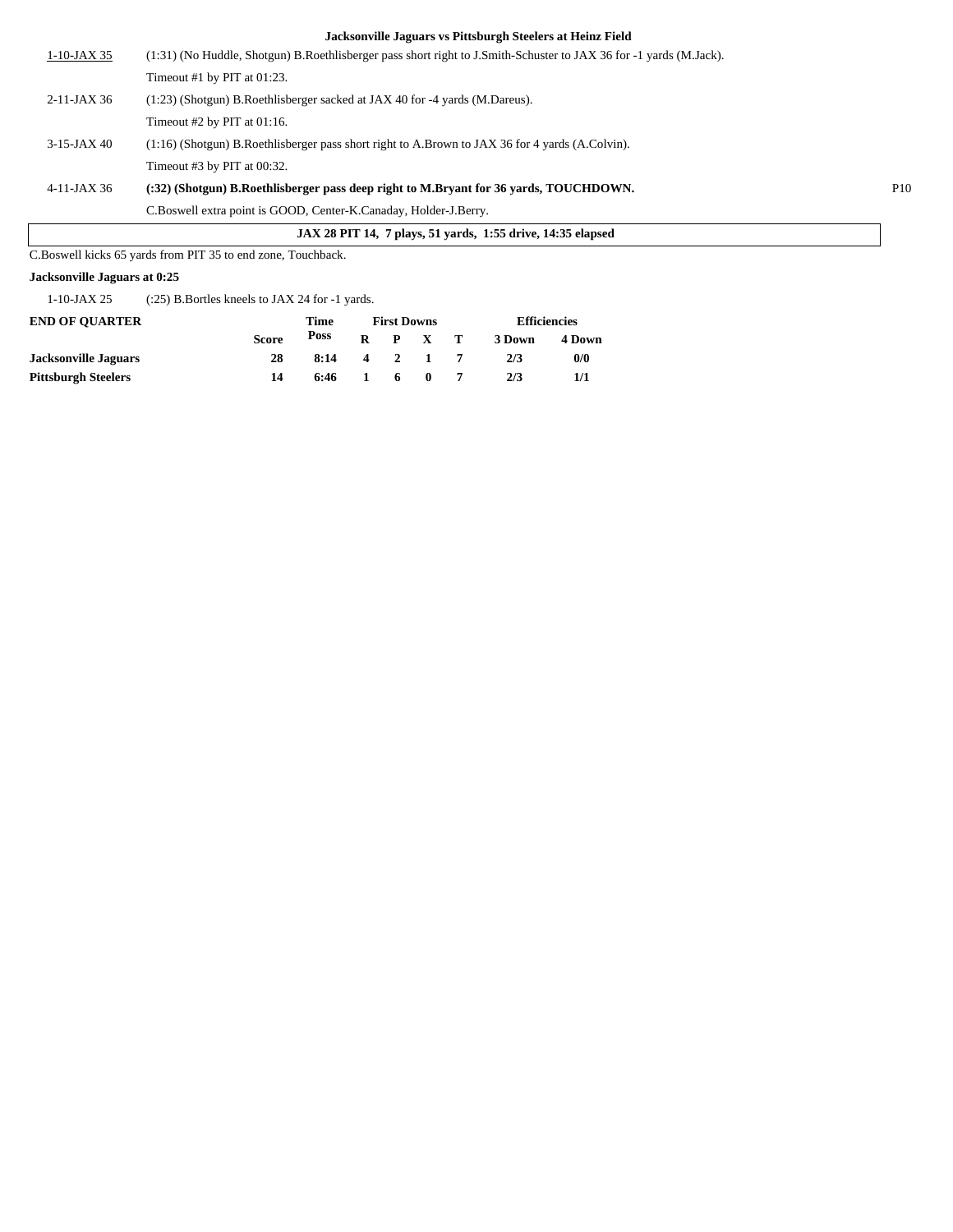**Jacksonville Jaguars vs Pittsburgh Steelers at Heinz Field**

| | | |
|---|---|---|
| 1-10-JAX 35 | (1:31) (No Huddle, Shotgun) B.Roethlisberger pass short right to J.Smith-Schuster to JAX 36 for -1 yards (M.Jack). | |
| | Timeout #1 by PIT at 01:23. | |
| 2-11-JAX 36 | (1:23) (Shotgun) B.Roethlisberger sacked at JAX 40 for -4 yards (M.Dareus). | |
| | Timeout #2 by PIT at 01:16. | |
| 3-15-JAX 40 | (1:16) (Shotgun) B.Roethlisberger pass short right to A.Brown to JAX 36 for 4 yards (A.Colvin). | |
| | Timeout #3 by PIT at 00:32. | |
| 4-11-JAX 36 | **(:32) (Shotgun) B.Roethlisberger pass deep right to M.Bryant for 36 yards, TOUCHDOWN.** | P10 |
| | C.Boswell extra point is GOOD, Center-K.Canaday, Holder-J.Berry. | |

**JAX 28 PIT 14, 7 plays, 51 yards, 1:55 drive, 14:35 elapsed**

C.Boswell kicks 65 yards from PIT 35 to end zone, Touchback.

**Jacksonville Jaguars at 0:25**

| | |
|---|---|
| 1-10-JAX 25 | (:25) B.Bortles kneels to JAX 24 for -1 yards. |

| END OF QUARTER | Score | Time Poss | First Downs R | P | X | T | Efficiencies 3 Down | 4 Down |
|---|---|---|---|---|---|---|---|---|
| **Jacksonville Jaguars** | **28** | **8:14** | **4** | **2** | **1** | **7** | **2/3** | **0/0** |
| **Pittsburgh Steelers** | **14** | **6:46** | **1** | **6** | **0** | **7** | **2/3** | **1/1** |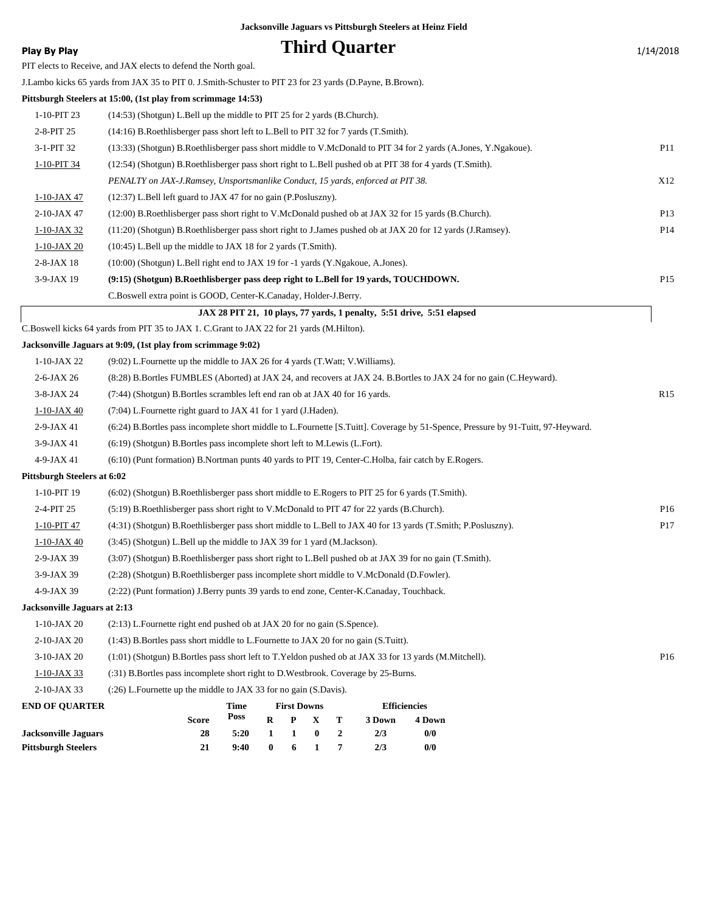Jacksonville Jaguars vs Pittsburgh Steelers at Heinz Field

**Play By Play**

# Third Quarter

1/14/2018

PIT elects to Receive, and JAX elects to defend the North goal.

J.Lambo kicks 65 yards from JAX 35 to PIT 0. J.Smith-Schuster to PIT 23 for 23 yards (D.Payne, B.Brown).

**Pittsburgh Steelers at 15:00, (1st play from scrimmage 14:53)**

| | | |
|---|---|---|
| 1-10-PIT 23 | (14:53) (Shotgun) L.Bell up the middle to PIT 25 for 2 yards (B.Church). | |
| 2-8-PIT 25 | (14:16) B.Roethlisberger pass short left to L.Bell to PIT 32 for 7 yards (T.Smith). | |
| 3-1-PIT 32 | (13:33) (Shotgun) B.Roethlisberger pass short middle to V.McDonald to PIT 34 for 2 yards (A.Jones, Y.Ngakoue). | P11 |
| 1-10-PIT 34 | (12:54) (Shotgun) B.Roethlisberger pass short right to L.Bell pushed ob at PIT 38 for 4 yards (T.Smith). | |
| | *PENALTY on JAX-J.Ramsey, Unsportsmanlike Conduct, 15 yards, enforced at PIT 38.* | X12 |
| 1-10-JAX 47 | (12:37) L.Bell left guard to JAX 47 for no gain (P.Posluszny). | |
| 2-10-JAX 47 | (12:00) B.Roethlisberger pass short right to V.McDonald pushed ob at JAX 32 for 15 yards (B.Church). | P13 |
| 1-10-JAX 32 | (11:20) (Shotgun) B.Roethlisberger pass short right to J.James pushed ob at JAX 20 for 12 yards (J.Ramsey). | P14 |
| 1-10-JAX 20 | (10:45) L.Bell up the middle to JAX 18 for 2 yards (T.Smith). | |
| 2-8-JAX 18 | (10:00) (Shotgun) L.Bell right end to JAX 19 for -1 yards (Y.Ngakoue, A.Jones). | |
| 3-9-JAX 19 | **(9:15) (Shotgun) B.Roethlisberger pass deep right to L.Bell for 19 yards, TOUCHDOWN.** | P15 |
| | C.Boswell extra point is GOOD, Center-K.Canaday, Holder-J.Berry. | |

**JAX 28 PIT 21, 10 plays, 77 yards, 1 penalty, 5:51 drive, 5:51 elapsed**

C.Boswell kicks 64 yards from PIT 35 to JAX 1. C.Grant to JAX 22 for 21 yards (M.Hilton).

**Jacksonville Jaguars at 9:09, (1st play from scrimmage 9:02)**

| | | |
|---|---|---|
| 1-10-JAX 22 | (9:02) L.Fournette up the middle to JAX 26 for 4 yards (T.Watt; V.Williams). | |
| 2-6-JAX 26 | (8:28) B.Bortles FUMBLES (Aborted) at JAX 24, and recovers at JAX 24. B.Bortles to JAX 24 for no gain (C.Heyward). | |
| 3-8-JAX 24 | (7:44) (Shotgun) B.Bortles scrambles left end ran ob at JAX 40 for 16 yards. | R15 |
| 1-10-JAX 40 | (7:04) L.Fournette right guard to JAX 41 for 1 yard (J.Haden). | |
| 2-9-JAX 41 | (6:24) B.Bortles pass incomplete short middle to L.Fournette [S.Tuitt]. Coverage by 51-Spence, Pressure by 91-Tuitt, 97-Heyward. | |
| 3-9-JAX 41 | (6:19) (Shotgun) B.Bortles pass incomplete short left to M.Lewis (L.Fort). | |
| 4-9-JAX 41 | (6:10) (Punt formation) B.Nortman punts 40 yards to PIT 19, Center-C.Holba, fair catch by E.Rogers. | |

**Pittsburgh Steelers at 6:02**

| | | |
|---|---|---|
| 1-10-PIT 19 | (6:02) (Shotgun) B.Roethlisberger pass short middle to E.Rogers to PIT 25 for 6 yards (T.Smith). | |
| 2-4-PIT 25 | (5:19) B.Roethlisberger pass short right to V.McDonald to PIT 47 for 22 yards (B.Church). | P16 |
| 1-10-PIT 47 | (4:31) (Shotgun) B.Roethlisberger pass short middle to L.Bell to JAX 40 for 13 yards (T.Smith; P.Posluszny). | P17 |
| 1-10-JAX 40 | (3:45) (Shotgun) L.Bell up the middle to JAX 39 for 1 yard (M.Jackson). | |
| 2-9-JAX 39 | (3:07) (Shotgun) B.Roethlisberger pass short right to L.Bell pushed ob at JAX 39 for no gain (T.Smith). | |
| 3-9-JAX 39 | (2:28) (Shotgun) B.Roethlisberger pass incomplete short middle to V.McDonald (D.Fowler). | |
| 4-9-JAX 39 | (2:22) (Punt formation) J.Berry punts 39 yards to end zone, Center-K.Canaday, Touchback. | |

**Jacksonville Jaguars at 2:13**

| | | |
|---|---|---|
| 1-10-JAX 20 | (2:13) L.Fournette right end pushed ob at JAX 20 for no gain (S.Spence). | |
| 2-10-JAX 20 | (1:43) B.Bortles pass short middle to L.Fournette to JAX 20 for no gain (S.Tuitt). | |
| 3-10-JAX 20 | (1:01) (Shotgun) B.Bortles pass short left to T.Yeldon pushed ob at JAX 33 for 13 yards (M.Mitchell). | P16 |
| 1-10-JAX 33 | (:31) B.Bortles pass incomplete short right to D.Westbrook. Coverage by 25-Burns. | |
| 2-10-JAX 33 | (:26) L.Fournette up the middle to JAX 33 for no gain (S.Davis). | |

| END OF QUARTER | Score | Time Poss | First Downs R | P | X | T | Efficiencies 3 Down | 4 Down |
|---|---|---|---|---|---|---|---|---|
| **Jacksonville Jaguars** | 28 | 5:20 | 1 | 1 | 0 | 2 | 2/3 | 0/0 |
| **Pittsburgh Steelers** | 21 | 9:40 | 0 | 6 | 1 | 7 | 2/3 | 0/0 |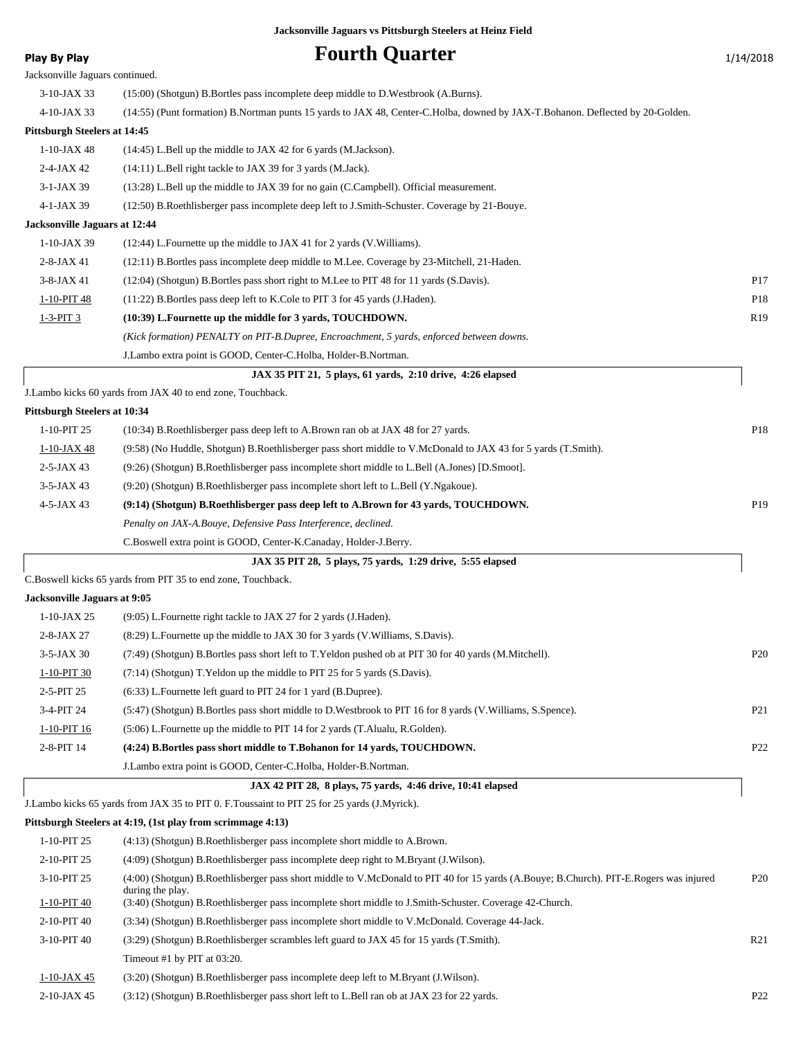**Jacksonville Jaguars vs Pittsburgh Steelers at Heinz Field**

**Play By Play**

# Fourth Quarter

1/14/2018

Jacksonville Jaguars continued.

| Down | Play | |
|---|---|---|
| 3-10-JAX 33 | (15:00) (Shotgun) B.Bortles pass incomplete deep middle to D.Westbrook (A.Burns). | |
| 4-10-JAX 33 | (14:55) (Punt formation) B.Nortman punts 15 yards to JAX 48, Center-C.Holba, downed by JAX-T.Bohanon. Deflected by 20-Golden. | |

**Pittsburgh Steelers at 14:45**

| Down | Play | |
|---|---|---|
| 1-10-JAX 48 | (14:45) L.Bell up the middle to JAX 42 for 6 yards (M.Jackson). | |
| 2-4-JAX 42 | (14:11) L.Bell right tackle to JAX 39 for 3 yards (M.Jack). | |
| 3-1-JAX 39 | (13:28) L.Bell up the middle to JAX 39 for no gain (C.Campbell). Official measurement. | |
| 4-1-JAX 39 | (12:50) B.Roethlisberger pass incomplete deep left to J.Smith-Schuster. Coverage by 21-Bouye. | |

**Jacksonville Jaguars at 12:44**

| Down | Play | |
|---|---|---|
| 1-10-JAX 39 | (12:44) L.Fournette up the middle to JAX 41 for 2 yards (V.Williams). | |
| 2-8-JAX 41 | (12:11) B.Bortles pass incomplete deep middle to M.Lee. Coverage by 23-Mitchell, 21-Haden. | |
| 3-8-JAX 41 | (12:04) (Shotgun) B.Bortles pass short right to M.Lee to PIT 48 for 11 yards (S.Davis). | P17 |
| 1-10-PIT 48 | (11:22) B.Bortles pass deep left to K.Cole to PIT 3 for 45 yards (J.Haden). | P18 |
| 1-3-PIT 3 | **(10:39) L.Fournette up the middle for 3 yards, TOUCHDOWN.** | R19 |
| | *(Kick formation) PENALTY on PIT-B.Dupree, Encroachment, 5 yards, enforced between downs.* | |
| | J.Lambo extra point is GOOD, Center-C.Holba, Holder-B.Nortman. | |

**JAX 35 PIT 21, 5 plays, 61 yards, 2:10 drive, 4:26 elapsed**

J.Lambo kicks 60 yards from JAX 40 to end zone, Touchback.

**Pittsburgh Steelers at 10:34**

| Down | Play | |
|---|---|---|
| 1-10-PIT 25 | (10:34) B.Roethlisberger pass deep left to A.Brown ran ob at JAX 48 for 27 yards. | P18 |
| 1-10-JAX 48 | (9:58) (No Huddle, Shotgun) B.Roethlisberger pass short middle to V.McDonald to JAX 43 for 5 yards (T.Smith). | |
| 2-5-JAX 43 | (9:26) (Shotgun) B.Roethlisberger pass incomplete short middle to L.Bell (A.Jones) [D.Smoot]. | |
| 3-5-JAX 43 | (9:20) (Shotgun) B.Roethlisberger pass incomplete short left to L.Bell (Y.Ngakoue). | |
| 4-5-JAX 43 | **(9:14) (Shotgun) B.Roethlisberger pass deep left to A.Brown for 43 yards, TOUCHDOWN.** | P19 |
| | *Penalty on JAX-A.Bouye, Defensive Pass Interference, declined.* | |
| | C.Boswell extra point is GOOD, Center-K.Canaday, Holder-J.Berry. | |

**JAX 35 PIT 28, 5 plays, 75 yards, 1:29 drive, 5:55 elapsed**

C.Boswell kicks 65 yards from PIT 35 to end zone, Touchback.

**Jacksonville Jaguars at 9:05**

| Down | Play | |
|---|---|---|
| 1-10-JAX 25 | (9:05) L.Fournette right tackle to JAX 27 for 2 yards (J.Haden). | |
| 2-8-JAX 27 | (8:29) L.Fournette up the middle to JAX 30 for 3 yards (V.Williams, S.Davis). | |
| 3-5-JAX 30 | (7:49) (Shotgun) B.Bortles pass short left to T.Yeldon pushed ob at PIT 30 for 40 yards (M.Mitchell). | P20 |
| 1-10-PIT 30 | (7:14) (Shotgun) T.Yeldon up the middle to PIT 25 for 5 yards (S.Davis). | |
| 2-5-PIT 25 | (6:33) L.Fournette left guard to PIT 24 for 1 yard (B.Dupree). | |
| 3-4-PIT 24 | (5:47) (Shotgun) B.Bortles pass short middle to D.Westbrook to PIT 16 for 8 yards (V.Williams, S.Spence). | P21 |
| 1-10-PIT 16 | (5:06) L.Fournette up the middle to PIT 14 for 2 yards (T.Alualu, R.Golden). | |
| 2-8-PIT 14 | **(4:24) B.Bortles pass short middle to T.Bohanon for 14 yards, TOUCHDOWN.** | P22 |
| | J.Lambo extra point is GOOD, Center-C.Holba, Holder-B.Nortman. | |

**JAX 42 PIT 28, 8 plays, 75 yards, 4:46 drive, 10:41 elapsed**

J.Lambo kicks 65 yards from JAX 35 to PIT 0. F.Toussaint to PIT 25 for 25 yards (J.Myrick).

**Pittsburgh Steelers at 4:19, (1st play from scrimmage 4:13)**

| Down | Play | |
|---|---|---|
| 1-10-PIT 25 | (4:13) (Shotgun) B.Roethlisberger pass incomplete short middle to A.Brown. | |
| 2-10-PIT 25 | (4:09) (Shotgun) B.Roethlisberger pass incomplete deep right to M.Bryant (J.Wilson). | |
| 3-10-PIT 25 | (4:00) (Shotgun) B.Roethlisberger pass short middle to V.McDonald to PIT 40 for 15 yards (A.Bouye; B.Church). PIT-E.Rogers was injured during the play. | P20 |
| 1-10-PIT 40 | (3:40) (Shotgun) B.Roethlisberger pass incomplete short middle to J.Smith-Schuster. Coverage 42-Church. | |
| 2-10-PIT 40 | (3:34) (Shotgun) B.Roethlisberger pass incomplete short middle to V.McDonald. Coverage 44-Jack. | |
| 3-10-PIT 40 | (3:29) (Shotgun) B.Roethlisberger scrambles left guard to JAX 45 for 15 yards (T.Smith). | R21 |
| | Timeout #1 by PIT at 03:20. | |
| 1-10-JAX 45 | (3:20) (Shotgun) B.Roethlisberger pass incomplete deep left to M.Bryant (J.Wilson). | |
| 2-10-JAX 45 | (3:12) (Shotgun) B.Roethlisberger pass short left to L.Bell ran ob at JAX 23 for 22 yards. | P22 |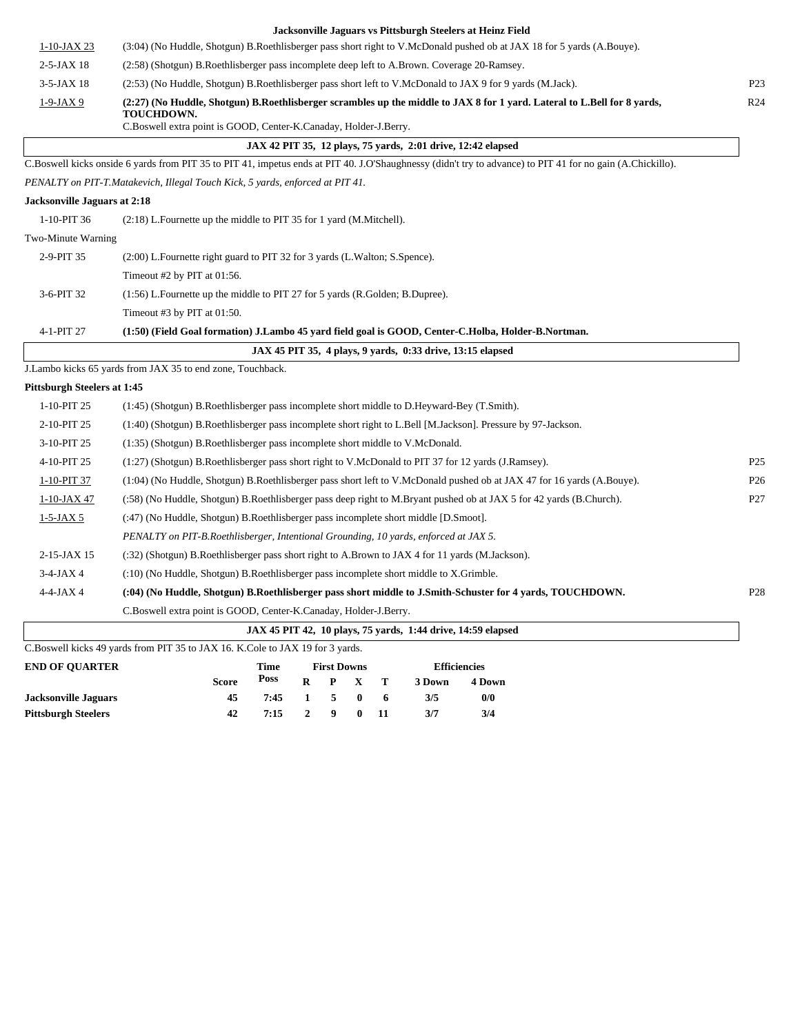### Jacksonville Jaguars vs Pittsburgh Steelers at Heinz Field

| Down | Play | |
|---|---|---|
| 1-10-JAX 23 | (3:04) (No Huddle, Shotgun) B.Roethlisberger pass short right to V.McDonald pushed ob at JAX 18 for 5 yards (A.Bouye). | |
| 2-5-JAX 18 | (2:58) (Shotgun) B.Roethlisberger pass incomplete deep left to A.Brown. Coverage 20-Ramsey. | |
| 3-5-JAX 18 | (2:53) (No Huddle, Shotgun) B.Roethlisberger pass short left to V.McDonald to JAX 9 for 9 yards (M.Jack). | P23 |
| 1-9-JAX 9 | **(2:27) (No Huddle, Shotgun) B.Roethlisberger scrambles up the middle to JAX 8 for 1 yard. Lateral to L.Bell for 8 yards, TOUCHDOWN.** C.Boswell extra point is GOOD, Center-K.Canaday, Holder-J.Berry. | R24 |

**JAX 42 PIT 35, 12 plays, 75 yards, 2:01 drive, 12:42 elapsed**

C.Boswell kicks onside 6 yards from PIT 35 to PIT 41, impetus ends at PIT 40. J.O'Shaughnessy (didn't try to advance) to PIT 41 for no gain (A.Chickillo).

*PENALTY on PIT-T.Matakevich, Illegal Touch Kick, 5 yards, enforced at PIT 41.*

**Jacksonville Jaguars at 2:18**

| Down | Play |
|---|---|
| 1-10-PIT 36 | (2:18) L.Fournette up the middle to PIT 35 for 1 yard (M.Mitchell). |
| Two-Minute Warning | |
| 2-9-PIT 35 | (2:00) L.Fournette right guard to PIT 32 for 3 yards (L.Walton; S.Spence). |
| | Timeout #2 by PIT at 01:56. |
| 3-6-PIT 32 | (1:56) L.Fournette up the middle to PIT 27 for 5 yards (R.Golden; B.Dupree). |
| | Timeout #3 by PIT at 01:50. |
| 4-1-PIT 27 | **(1:50) (Field Goal formation) J.Lambo 45 yard field goal is GOOD, Center-C.Holba, Holder-B.Nortman.** |

**JAX 45 PIT 35, 4 plays, 9 yards, 0:33 drive, 13:15 elapsed**

J.Lambo kicks 65 yards from JAX 35 to end zone, Touchback.

**Pittsburgh Steelers at 1:45**

| Down | Play | |
|---|---|---|
| 1-10-PIT 25 | (1:45) (Shotgun) B.Roethlisberger pass incomplete short middle to D.Heyward-Bey (T.Smith). | |
| 2-10-PIT 25 | (1:40) (Shotgun) B.Roethlisberger pass incomplete short right to L.Bell [M.Jackson]. Pressure by 97-Jackson. | |
| 3-10-PIT 25 | (1:35) (Shotgun) B.Roethlisberger pass incomplete short middle to V.McDonald. | |
| 4-10-PIT 25 | (1:27) (Shotgun) B.Roethlisberger pass short right to V.McDonald to PIT 37 for 12 yards (J.Ramsey). | P25 |
| 1-10-PIT 37 | (1:04) (No Huddle, Shotgun) B.Roethlisberger pass short left to V.McDonald pushed ob at JAX 47 for 16 yards (A.Bouye). | P26 |
| 1-10-JAX 47 | (:58) (No Huddle, Shotgun) B.Roethlisberger pass deep right to M.Bryant pushed ob at JAX 5 for 42 yards (B.Church). | P27 |
| 1-5-JAX 5 | (:47) (No Huddle, Shotgun) B.Roethlisberger pass incomplete short middle [D.Smoot]. | |
| | *PENALTY on PIT-B.Roethlisberger, Intentional Grounding, 10 yards, enforced at JAX 5.* | |
| 2-15-JAX 15 | (:32) (Shotgun) B.Roethlisberger pass short right to A.Brown to JAX 4 for 11 yards (M.Jackson). | |
| 3-4-JAX 4 | (:10) (No Huddle, Shotgun) B.Roethlisberger pass incomplete short middle to X.Grimble. | |
| 4-4-JAX 4 | **(:04) (No Huddle, Shotgun) B.Roethlisberger pass short middle to J.Smith-Schuster for 4 yards, TOUCHDOWN.** | P28 |
| | C.Boswell extra point is GOOD, Center-K.Canaday, Holder-J.Berry. | |

**JAX 45 PIT 42, 10 plays, 75 yards, 1:44 drive, 14:59 elapsed**

C.Boswell kicks 49 yards from PIT 35 to JAX 16. K.Cole to JAX 19 for 3 yards.

| END OF QUARTER | Score | Time Poss | First Downs R | P | X | T | Efficiencies 3 Down | 4 Down |
|---|---|---|---|---|---|---|---|---|
| **Jacksonville Jaguars** | 45 | 7:45 | 1 | 5 | 0 | 6 | 3/5 | 0/0 |
| **Pittsburgh Steelers** | 42 | 7:15 | 2 | 9 | 0 | 11 | 3/7 | 3/4 |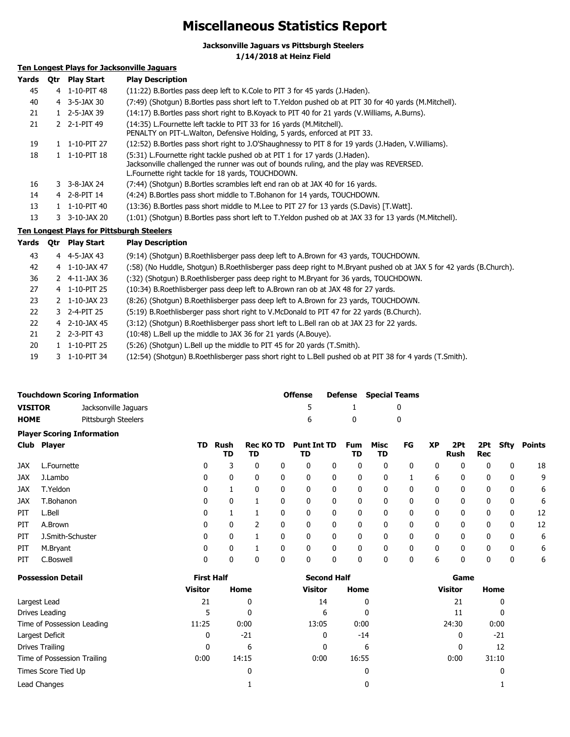# Miscellaneous Statistics Report

**Jacksonville Jaguars vs Pittsburgh Steelers**
**1/14/2018 at Heinz Field**

## Ten Longest Plays for Jacksonville Jaguars

| Yards | Qtr | Play Start | Play Description |
|---|---|---|---|
| 45 | 4 | 1-10-PIT 48 | (11:22) B.Bortles pass deep left to K.Cole to PIT 3 for 45 yards (J.Haden). |
| 40 | 4 | 3-5-JAX 30 | (7:49) (Shotgun) B.Bortles pass short left to T.Yeldon pushed ob at PIT 30 for 40 yards (M.Mitchell). |
| 21 | 1 | 2-5-JAX 39 | (14:17) B.Bortles pass short right to B.Koyack to PIT 40 for 21 yards (V.Williams, A.Burns). |
| 21 | 2 | 2-1-PIT 49 | (14:35) L.Fournette left tackle to PIT 33 for 16 yards (M.Mitchell). PENALTY on PIT-L.Walton, Defensive Holding, 5 yards, enforced at PIT 33. |
| 19 | 1 | 1-10-PIT 27 | (12:52) B.Bortles pass short right to J.O'Shaughnessy to PIT 8 for 19 yards (J.Haden, V.Williams). |
| 18 | 1 | 1-10-PIT 18 | (5:31) L.Fournette right tackle pushed ob at PIT 1 for 17 yards (J.Haden). Jacksonville challenged the runner was out of bounds ruling, and the play was REVERSED. L.Fournette right tackle for 18 yards, TOUCHDOWN. |
| 16 | 3 | 3-8-JAX 24 | (7:44) (Shotgun) B.Bortles scrambles left end ran ob at JAX 40 for 16 yards. |
| 14 | 4 | 2-8-PIT 14 | (4:24) B.Bortles pass short middle to T.Bohanon for 14 yards, TOUCHDOWN. |
| 13 | 1 | 1-10-PIT 40 | (13:36) B.Bortles pass short middle to M.Lee to PIT 27 for 13 yards (S.Davis) [T.Watt]. |
| 13 | 3 | 3-10-JAX 20 | (1:01) (Shotgun) B.Bortles pass short left to T.Yeldon pushed ob at JAX 33 for 13 yards (M.Mitchell). |

## Ten Longest Plays for Pittsburgh Steelers

| Yards | Qtr | Play Start | Play Description |
|---|---|---|---|
| 43 | 4 | 4-5-JAX 43 | (9:14) (Shotgun) B.Roethlisberger pass deep left to A.Brown for 43 yards, TOUCHDOWN. |
| 42 | 4 | 1-10-JAX 47 | (:58) (No Huddle, Shotgun) B.Roethlisberger pass deep right to M.Bryant pushed ob at JAX 5 for 42 yards (B.Church). |
| 36 | 2 | 4-11-JAX 36 | (:32) (Shotgun) B.Roethlisberger pass deep right to M.Bryant for 36 yards, TOUCHDOWN. |
| 27 | 4 | 1-10-PIT 25 | (10:34) B.Roethlisberger pass deep left to A.Brown ran ob at JAX 48 for 27 yards. |
| 23 | 2 | 1-10-JAX 23 | (8:26) (Shotgun) B.Roethlisberger pass deep left to A.Brown for 23 yards, TOUCHDOWN. |
| 22 | 3 | 2-4-PIT 25 | (5:19) B.Roethlisberger pass short right to V.McDonald to PIT 47 for 22 yards (B.Church). |
| 22 | 4 | 2-10-JAX 45 | (3:12) (Shotgun) B.Roethlisberger pass short left to L.Bell ran ob at JAX 23 for 22 yards. |
| 21 | 2 | 2-3-PIT 43 | (10:48) L.Bell up the middle to JAX 36 for 21 yards (A.Bouye). |
| 20 | 1 | 1-10-PIT 25 | (5:26) (Shotgun) L.Bell up the middle to PIT 45 for 20 yards (T.Smith). |
| 19 | 3 | 1-10-PIT 34 | (12:54) (Shotgun) B.Roethlisberger pass short right to L.Bell pushed ob at PIT 38 for 4 yards (T.Smith). |

## Touchdown Scoring Information

| | | Offense | Defense | Special Teams |
|---|---|---|---|---|
| **VISITOR** | Jacksonville Jaguars | 5 | 1 | 0 |
| **HOME** | Pittsburgh Steelers | 6 | 0 | 0 |

## Player Scoring Information

| Club | Player | TD | Rush TD | Rec TD | KO TD | Punt TD | Int TD | Fum TD | Misc TD | FG | XP | 2Pt Rush | 2Pt Rec | Sfty | Points |
|---|---|---|---|---|---|---|---|---|---|---|---|---|---|---|---|
| JAX | L.Fournette | 0 | 3 | 0 | 0 | 0 | 0 | 0 | 0 | 0 | 0 | 0 | 0 | 0 | 18 |
| JAX | J.Lambo | 0 | 0 | 0 | 0 | 0 | 0 | 0 | 0 | 1 | 6 | 0 | 0 | 0 | 9 |
| JAX | T.Yeldon | 0 | 1 | 0 | 0 | 0 | 0 | 0 | 0 | 0 | 0 | 0 | 0 | 0 | 6 |
| JAX | T.Bohanon | 0 | 0 | 1 | 0 | 0 | 0 | 0 | 0 | 0 | 0 | 0 | 0 | 0 | 6 |
| PIT | L.Bell | 0 | 1 | 1 | 0 | 0 | 0 | 0 | 0 | 0 | 0 | 0 | 0 | 0 | 12 |
| PIT | A.Brown | 0 | 0 | 2 | 0 | 0 | 0 | 0 | 0 | 0 | 0 | 0 | 0 | 0 | 12 |
| PIT | J.Smith-Schuster | 0 | 0 | 1 | 0 | 0 | 0 | 0 | 0 | 0 | 0 | 0 | 0 | 0 | 6 |
| PIT | M.Bryant | 0 | 0 | 1 | 0 | 0 | 0 | 0 | 0 | 0 | 0 | 0 | 0 | 0 | 6 |
| PIT | C.Boswell | 0 | 0 | 0 | 0 | 0 | 0 | 0 | 0 | 0 | 6 | 0 | 0 | 0 | 6 |

## Possession Detail

| | First Half | | Second Half | | Game | |
|---|---|---|---|---|---|---|
| | Visitor | Home | Visitor | Home | Visitor | Home |
| Largest Lead | 21 | 0 | 14 | 0 | 21 | 0 |
| Drives Leading | 5 | 0 | 6 | 0 | 11 | 0 |
| Time of Possession Leading | 11:25 | 0:00 | 13:05 | 0:00 | 24:30 | 0:00 |
| Largest Deficit | 0 | -21 | 0 | -14 | 0 | -21 |
| Drives Trailing | 0 | 6 | 0 | 6 | 0 | 12 |
| Time of Possession Trailing | 0:00 | 14:15 | 0:00 | 16:55 | 0:00 | 31:10 |
| Times Score Tied Up | | 0 | | 0 | | 0 |
| Lead Changes | | 1 | | 0 | | 1 |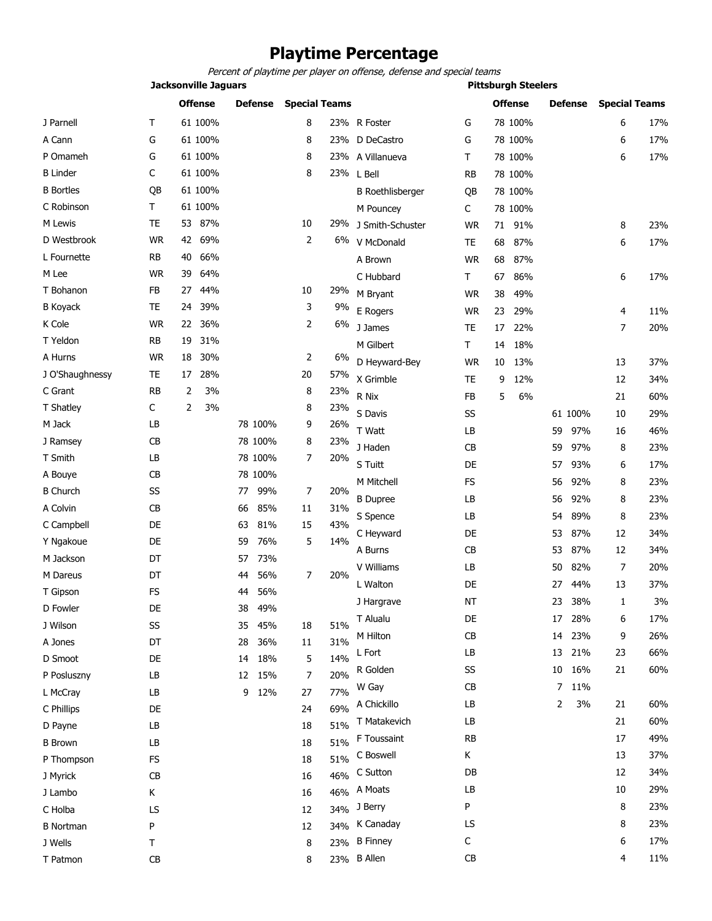# Playtime Percentage

*Percent of playtime per player on offense, defense and special teams*

## Jacksonville Jaguars

| Player | Pos | Offense | | Defense | | Special Teams | |
|---|---|---|---|---|---|---|---|
| J Parnell | T | 61 | 100% | | | 8 | 23% |
| A Cann | G | 61 | 100% | | | 8 | 23% |
| P Omameh | G | 61 | 100% | | | 8 | 23% |
| B Linder | C | 61 | 100% | | | 8 | 23% |
| B Bortles | QB | 61 | 100% | | | | |
| C Robinson | T | 61 | 100% | | | | |
| M Lewis | TE | 53 | 87% | | | 10 | 29% |
| D Westbrook | WR | 42 | 69% | | | 2 | 6% |
| L Fournette | RB | 40 | 66% | | | | |
| M Lee | WR | 39 | 64% | | | | |
| T Bohanon | FB | 27 | 44% | | | 10 | 29% |
| B Koyack | TE | 24 | 39% | | | 3 | 9% |
| K Cole | WR | 22 | 36% | | | 2 | 6% |
| T Yeldon | RB | 19 | 31% | | | | |
| A Hurns | WR | 18 | 30% | | | 2 | 6% |
| J O'Shaughnessy | TE | 17 | 28% | | | 20 | 57% |
| C Grant | RB | 2 | 3% | | | 8 | 23% |
| T Shatley | C | 2 | 3% | | | 8 | 23% |
| M Jack | LB | | | 78 | 100% | 9 | 26% |
| J Ramsey | CB | | | 78 | 100% | 8 | 23% |
| T Smith | LB | | | 78 | 100% | 7 | 20% |
| A Bouye | CB | | | 78 | 100% | | |
| B Church | SS | | | 77 | 99% | 7 | 20% |
| A Colvin | CB | | | 66 | 85% | 11 | 31% |
| C Campbell | DE | | | 63 | 81% | 15 | 43% |
| Y Ngakoue | DE | | | 59 | 76% | 5 | 14% |
| M Jackson | DT | | | 57 | 73% | | |
| M Dareus | DT | | | 44 | 56% | 7 | 20% |
| T Gipson | FS | | | 44 | 56% | | |
| D Fowler | DE | | | 38 | 49% | | |
| J Wilson | SS | | | 35 | 45% | 18 | 51% |
| A Jones | DT | | | 28 | 36% | 11 | 31% |
| D Smoot | DE | | | 14 | 18% | 5 | 14% |
| P Posluszny | LB | | | 12 | 15% | 7 | 20% |
| L McCray | LB | | | 9 | 12% | 27 | 77% |
| C Phillips | DE | | | | | 24 | 69% |
| D Payne | LB | | | | | 18 | 51% |
| B Brown | LB | | | | | 18 | 51% |
| P Thompson | FS | | | | | 18 | 51% |
| J Myrick | CB | | | | | 16 | 46% |
| J Lambo | K | | | | | 16 | 46% |
| C Holba | LS | | | | | 12 | 34% |
| B Nortman | P | | | | | 12 | 34% |
| J Wells | T | | | | | 8 | 23% |
| T Patmon | CB | | | | | 8 | 23% |

## Pittsburgh Steelers

| Player | Pos | Offense | | Defense | | Special Teams | |
|---|---|---|---|---|---|---|---|
| R Foster | G | 78 | 100% | | | 6 | 17% |
| D DeCastro | G | 78 | 100% | | | 6 | 17% |
| A Villanueva | T | 78 | 100% | | | 6 | 17% |
| L Bell | RB | 78 | 100% | | | | |
| B Roethlisberger | QB | 78 | 100% | | | | |
| M Pouncey | C | 78 | 100% | | | | |
| J Smith-Schuster | WR | 71 | 91% | | | 8 | 23% |
| V McDonald | TE | 68 | 87% | | | 6 | 17% |
| A Brown | WR | 68 | 87% | | | | |
| C Hubbard | T | 67 | 86% | | | 6 | 17% |
| M Bryant | WR | 38 | 49% | | | | |
| E Rogers | WR | 23 | 29% | | | 4 | 11% |
| J James | TE | 17 | 22% | | | 7 | 20% |
| M Gilbert | T | 14 | 18% | | | | |
| D Heyward-Bey | WR | 10 | 13% | | | 13 | 37% |
| X Grimble | TE | 9 | 12% | | | 12 | 34% |
| R Nix | FB | 5 | 6% | | | 21 | 60% |
| S Davis | SS | | | 61 | 100% | 10 | 29% |
| T Watt | LB | | | 59 | 97% | 16 | 46% |
| J Haden | CB | | | 59 | 97% | 8 | 23% |
| S Tuitt | DE | | | 57 | 93% | 6 | 17% |
| M Mitchell | FS | | | 56 | 92% | 8 | 23% |
| B Dupree | LB | | | 56 | 92% | 8 | 23% |
| S Spence | LB | | | 54 | 89% | 8 | 23% |
| C Heyward | DE | | | 53 | 87% | 12 | 34% |
| A Burns | CB | | | 53 | 87% | 12 | 34% |
| V Williams | LB | | | 50 | 82% | 7 | 20% |
| L Walton | DE | | | 27 | 44% | 13 | 37% |
| J Hargrave | NT | | | 23 | 38% | 1 | 3% |
| T Alualu | DE | | | 17 | 28% | 6 | 17% |
| M Hilton | CB | | | 14 | 23% | 9 | 26% |
| L Fort | LB | | | 13 | 21% | 23 | 66% |
| R Golden | SS | | | 10 | 16% | 21 | 60% |
| W Gay | CB | | | 7 | 11% | | |
| A Chickillo | LB | | | 2 | 3% | 21 | 60% |
| T Matakevich | LB | | | | | 21 | 60% |
| F Toussaint | RB | | | | | 17 | 49% |
| C Boswell | K | | | | | 13 | 37% |
| C Sutton | DB | | | | | 12 | 34% |
| A Moats | LB | | | | | 10 | 29% |
| J Berry | P | | | | | 8 | 23% |
| K Canaday | LS | | | | | 8 | 23% |
| B Finney | C | | | | | 6 | 17% |
| B Allen | CB | | | | | 4 | 11% |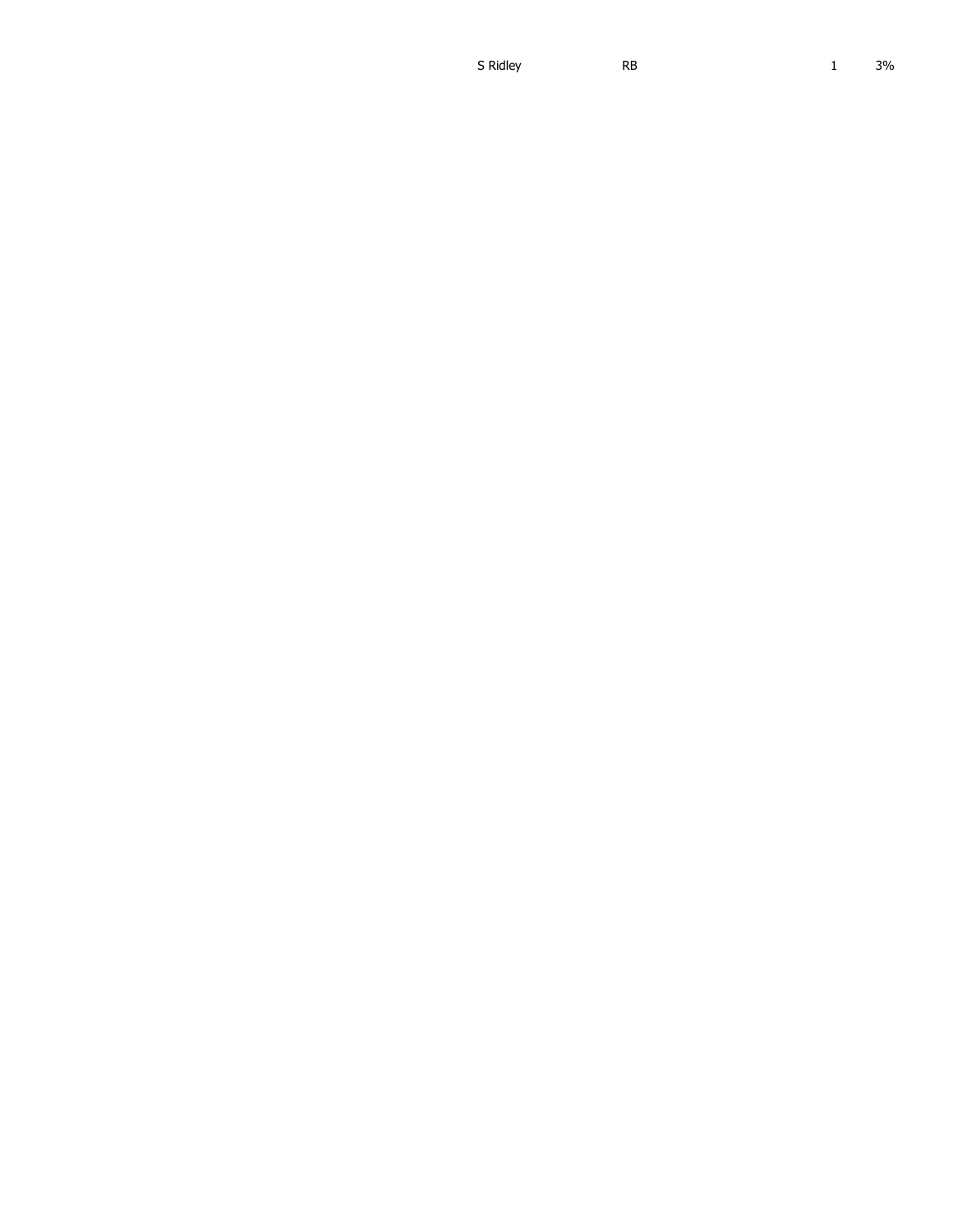| | | | |
|---|---|---|---|
| S Ridley | RB | 1 | 3% |